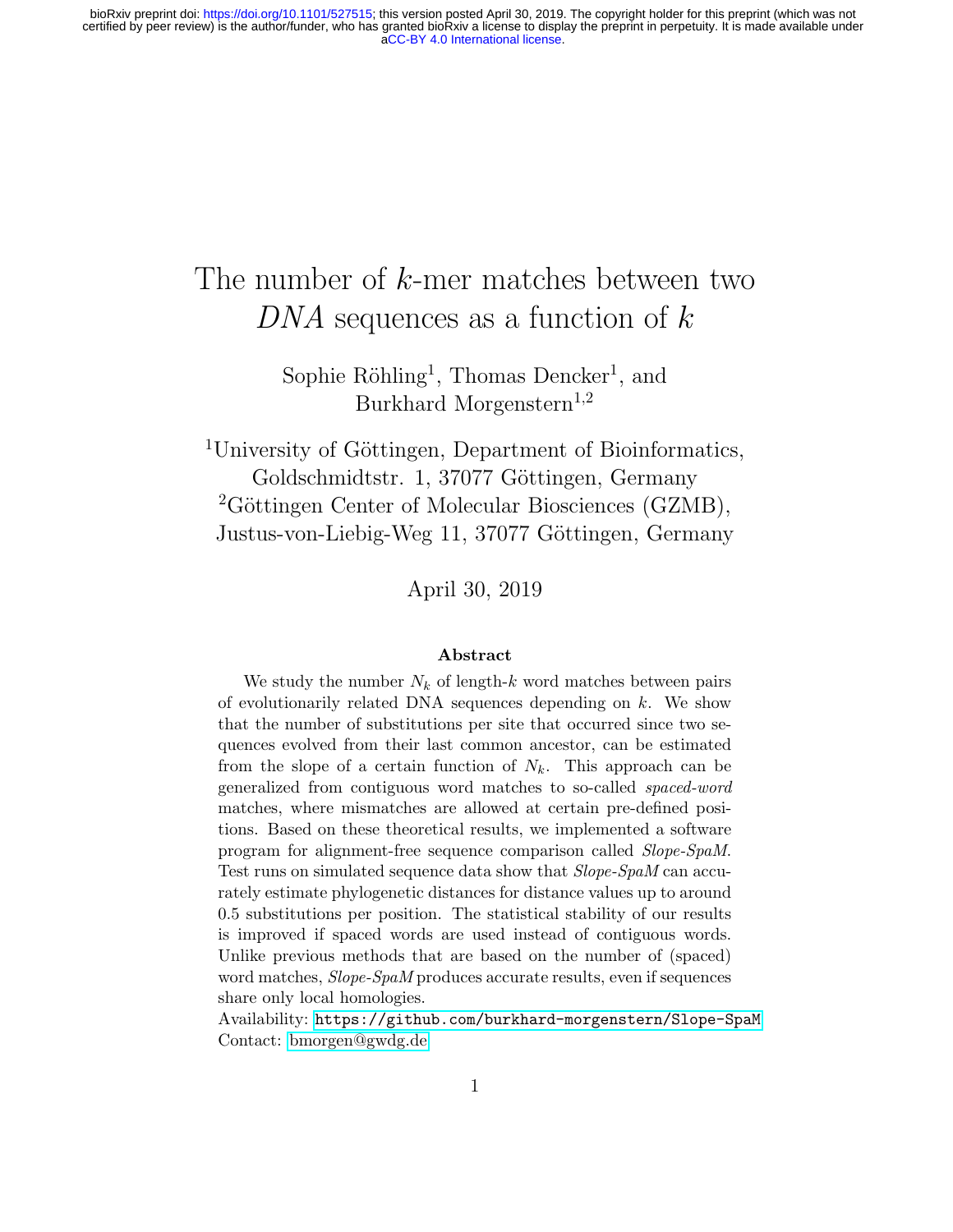# The number of $k$-mer matches between two *DNA* sequences as a function of $k$

Sophie Röhling[1], Thomas Dencker[1], and Burkhard Morgenstern[1,2]

[1]University of Göttingen, Department of Bioinformatics, Goldschmidtstr. 1, 37077 Göttingen, Germany

[2]Göttingen Center of Molecular Biosciences (GZMB), Justus-von-Liebig-Weg 11, 37077 Göttingen, Germany

April 30, 2019

**Abstract**

We study the number $N_k$ of length-$k$ word matches between pairs of evolutionarily related DNA sequences depending on $k$. We show that the number of substitutions per site that occurred since two sequences evolved from their last common ancestor, can be estimated from the slope of a certain function of $N_k$. This approach can be generalized from contiguous word matches to so-called *spaced-word* matches, where mismatches are allowed at certain pre-defined positions. Based on these theoretical results, we implemented a software program for alignment-free sequence comparison called *Slope-SpaM*. Test runs on simulated sequence data show that *Slope-SpaM* can accurately estimate phylogenetic distances for distance values up to around 0.5 substitutions per position. The statistical stability of our results is improved if spaced words are used instead of contiguous words. Unlike previous methods that are based on the number of (spaced) word matches, *Slope-SpaM* produces accurate results, even if sequences share only local homologies.

Availability: `https://github.com/burkhard-morgenstern/Slope-SpaM`
Contact: bmorgen@gwdg.de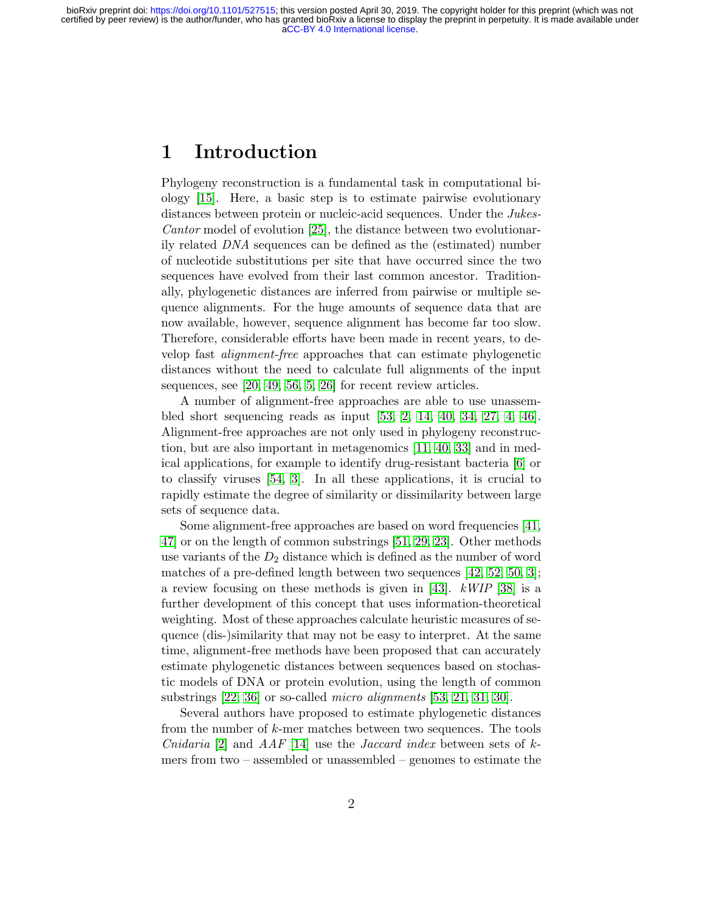# 1 Introduction

Phylogeny reconstruction is a fundamental task in computational biology [15]. Here, a basic step is to estimate pairwise evolutionary distances between protein or nucleic-acid sequences. Under the *Jukes-Cantor* model of evolution [25], the distance between two evolutionarily related *DNA* sequences can be defined as the (estimated) number of nucleotide substitutions per site that have occurred since the two sequences have evolved from their last common ancestor. Traditionally, phylogenetic distances are inferred from pairwise or multiple sequence alignments. For the huge amounts of sequence data that are now available, however, sequence alignment has become far too slow. Therefore, considerable efforts have been made in recent years, to develop fast *alignment-free* approaches that can estimate phylogenetic distances without the need to calculate full alignments of the input sequences, see [20, 49, 56, 5, 26] for recent review articles.

A number of alignment-free approaches are able to use unassembled short sequencing reads as input [53, 2, 14, 40, 34, 27, 4, 46]. Alignment-free approaches are not only used in phylogeny reconstruction, but are also important in metagenomics [11, 40, 33] and in medical applications, for example to identify drug-resistant bacteria [6] or to classify viruses [54, 3]. In all these applications, it is crucial to rapidly estimate the degree of similarity or dissimilarity between large sets of sequence data.

Some alignment-free approaches are based on word frequencies [41, 47] or on the length of common substrings [51, 29, 23]. Other methods use variants of the $D_2$ distance which is defined as the number of word matches of a pre-defined length between two sequences [42, 52, 50, 3]; a review focusing on these methods is given in [43]. *kWIP* [38] is a further development of this concept that uses information-theoretical weighting. Most of these approaches calculate heuristic measures of sequence (dis-)similarity that may not be easy to interpret. At the same time, alignment-free methods have been proposed that can accurately estimate phylogenetic distances between sequences based on stochastic models of DNA or protein evolution, using the length of common substrings [22, 36] or so-called *micro alignments* [53, 21, 31, 30].

Several authors have proposed to estimate phylogenetic distances from the number of $k$-mer matches between two sequences. The tools *Cnidaria* [2] and *AAF* [14] use the *Jaccard index* between sets of $k$-mers from two – assembled or unassembled – genomes to estimate the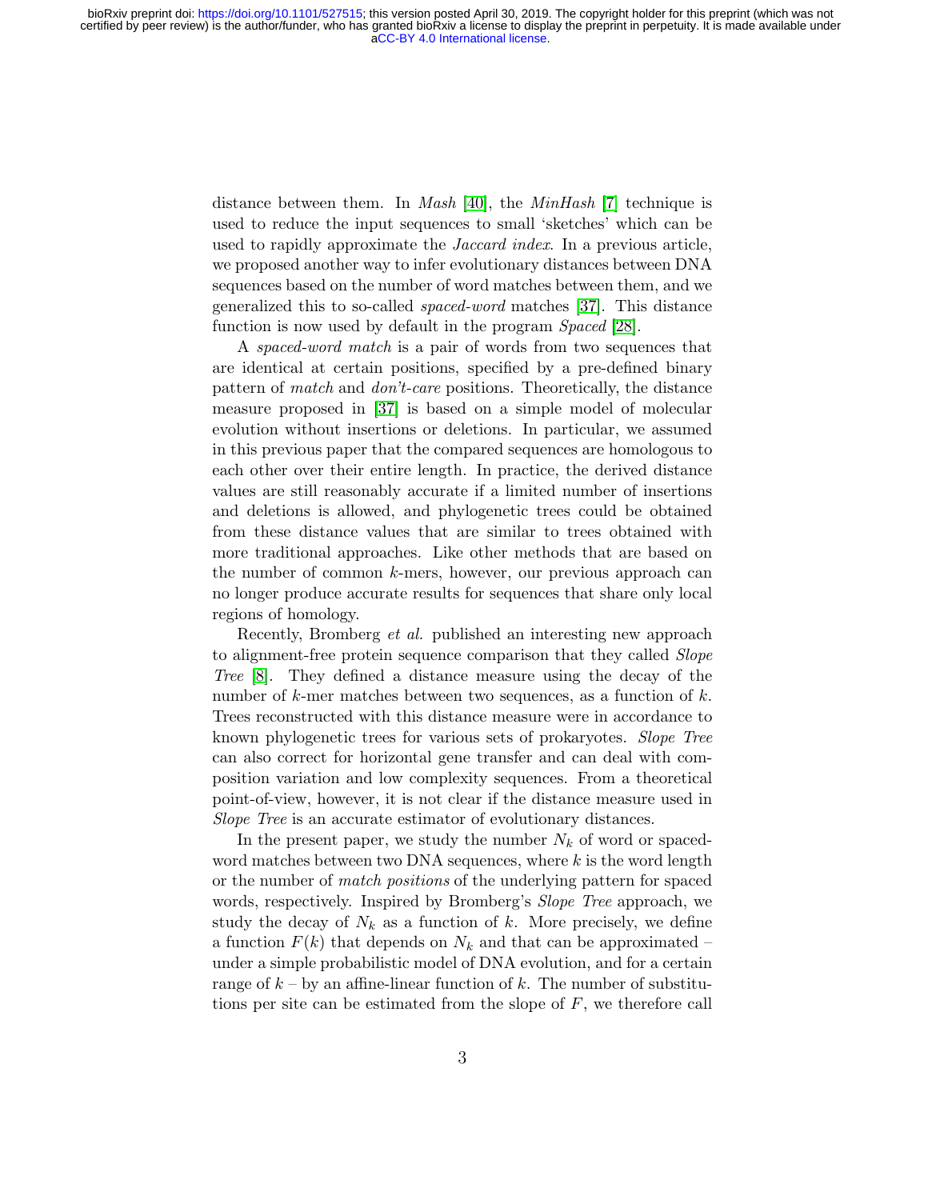distance between them. In *Mash* [40], the *MinHash* [7] technique is used to reduce the input sequences to small 'sketches' which can be used to rapidly approximate the *Jaccard index*. In a previous article, we proposed another way to infer evolutionary distances between DNA sequences based on the number of word matches between them, and we generalized this to so-called *spaced-word* matches [37]. This distance function is now used by default in the program *Spaced* [28].

A *spaced-word match* is a pair of words from two sequences that are identical at certain positions, specified by a pre-defined binary pattern of *match* and *don't-care* positions. Theoretically, the distance measure proposed in [37] is based on a simple model of molecular evolution without insertions or deletions. In particular, we assumed in this previous paper that the compared sequences are homologous to each other over their entire length. In practice, the derived distance values are still reasonably accurate if a limited number of insertions and deletions is allowed, and phylogenetic trees could be obtained from these distance values that are similar to trees obtained with more traditional approaches. Like other methods that are based on the number of common $k$-mers, however, our previous approach can no longer produce accurate results for sequences that share only local regions of homology.

Recently, Bromberg *et al.* published an interesting new approach to alignment-free protein sequence comparison that they called *Slope Tree* [8]. They defined a distance measure using the decay of the number of $k$-mer matches between two sequences, as a function of $k$. Trees reconstructed with this distance measure were in accordance to known phylogenetic trees for various sets of prokaryotes. *Slope Tree* can also correct for horizontal gene transfer and can deal with composition variation and low complexity sequences. From a theoretical point-of-view, however, it is not clear if the distance measure used in *Slope Tree* is an accurate estimator of evolutionary distances.

In the present paper, we study the number $N_k$ of word or spaced-word matches between two DNA sequences, where $k$ is the word length or the number of *match positions* of the underlying pattern for spaced words, respectively. Inspired by Bromberg's *Slope Tree* approach, we study the decay of $N_k$ as a function of $k$. More precisely, we define a function $F(k)$ that depends on $N_k$ and that can be approximated – under a simple probabilistic model of DNA evolution, and for a certain range of $k$ – by an affine-linear function of $k$. The number of substitutions per site can be estimated from the slope of $F$, we therefore call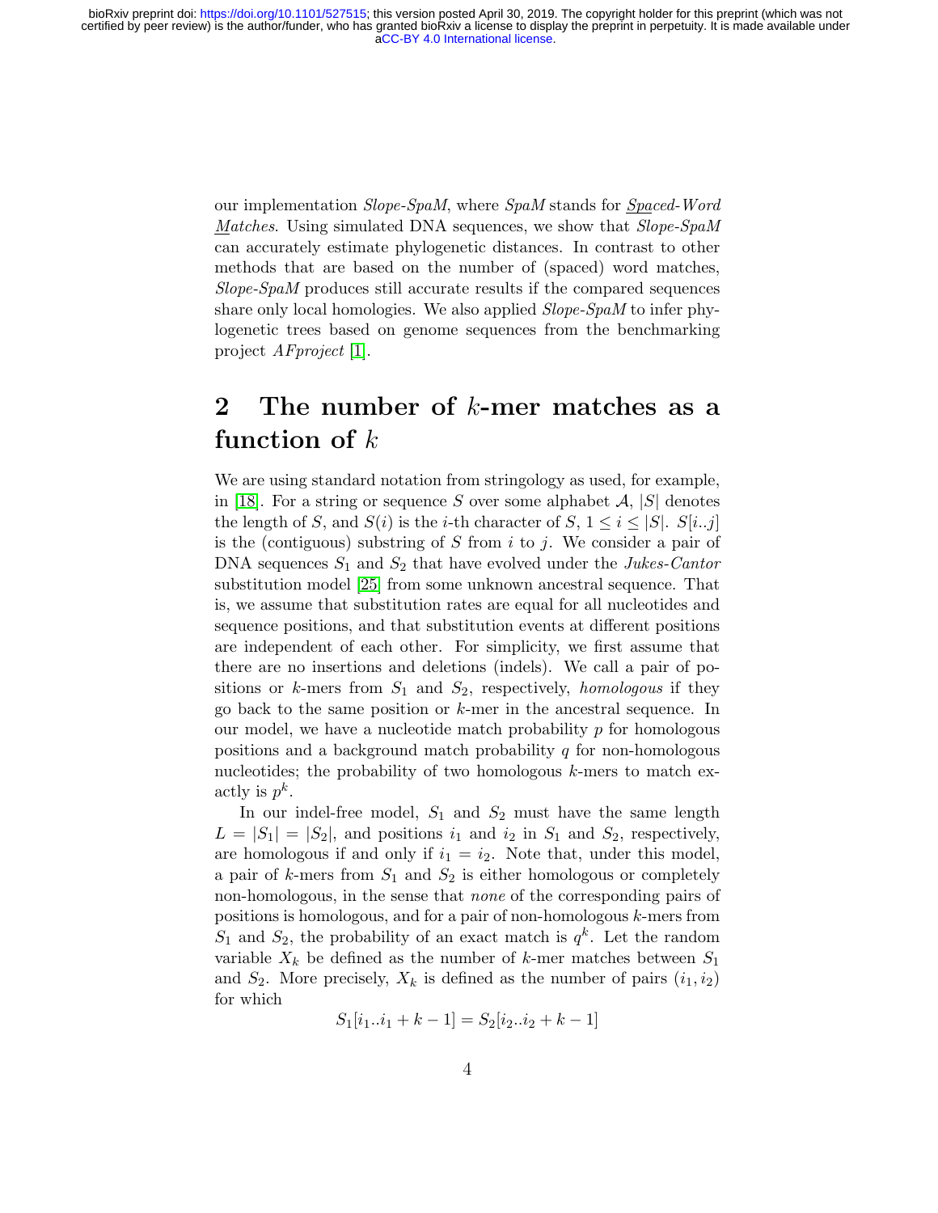our implementation *Slope-SpaM*, where *SpaM* stands for *Spaced-Word Matches*. Using simulated DNA sequences, we show that *Slope-SpaM* can accurately estimate phylogenetic distances. In contrast to other methods that are based on the number of (spaced) word matches, *Slope-SpaM* produces still accurate results if the compared sequences share only local homologies. We also applied *Slope-SpaM* to infer phylogenetic trees based on genome sequences from the benchmarking project *AFproject* [1].

## 2 The number of $k$-mer matches as a function of $k$

We are using standard notation from stringology as used, for example, in [18]. For a string or sequence $S$ over some alphabet $\mathcal{A}$, $|S|$ denotes the length of $S$, and $S(i)$ is the $i$-th character of $S$, $1 \leq i \leq |S|$. $S[i..j]$ is the (contiguous) substring of $S$ from $i$ to $j$. We consider a pair of DNA sequences $S_1$ and $S_2$ that have evolved under the *Jukes-Cantor* substitution model [25] from some unknown ancestral sequence. That is, we assume that substitution rates are equal for all nucleotides and sequence positions, and that substitution events at different positions are independent of each other. For simplicity, we first assume that there are no insertions and deletions (indels). We call a pair of positions or $k$-mers from $S_1$ and $S_2$, respectively, *homologous* if they go back to the same position or $k$-mer in the ancestral sequence. In our model, we have a nucleotide match probability $p$ for homologous positions and a background match probability $q$ for non-homologous nucleotides; the probability of two homologous $k$-mers to match exactly is $p^k$.

In our indel-free model, $S_1$ and $S_2$ must have the same length $L = |S_1| = |S_2|$, and positions $i_1$ and $i_2$ in $S_1$ and $S_2$, respectively, are homologous if and only if $i_1 = i_2$. Note that, under this model, a pair of $k$-mers from $S_1$ and $S_2$ is either homologous or completely non-homologous, in the sense that *none* of the corresponding pairs of positions is homologous, and for a pair of non-homologous $k$-mers from $S_1$ and $S_2$, the probability of an exact match is $q^k$. Let the random variable $X_k$ be defined as the number of $k$-mer matches between $S_1$ and $S_2$. More precisely, $X_k$ is defined as the number of pairs $(i_1, i_2)$ for which

$$S_1[i_1..i_1 + k - 1] = S_2[i_2..i_2 + k - 1]$$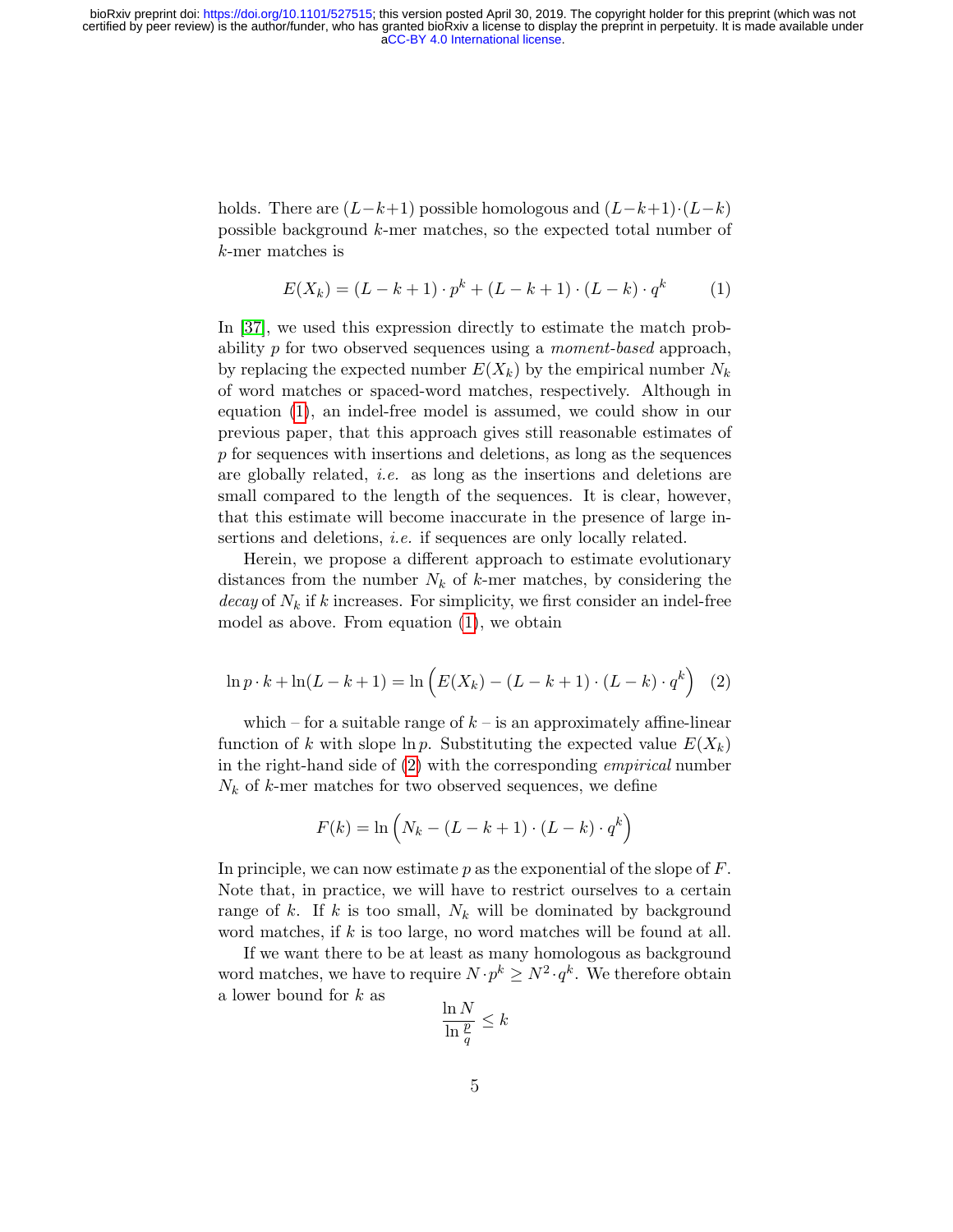holds. There are $(L-k+1)$ possible homologous and $(L-k+1)\cdot(L-k)$ possible background $k$-mer matches, so the expected total number of $k$-mer matches is

$$E(X_k) = (L-k+1)\cdot p^k + (L-k+1)\cdot(L-k)\cdot q^k \qquad (1)$$

In [37], we used this expression directly to estimate the match probability $p$ for two observed sequences using a *moment-based* approach, by replacing the expected number $E(X_k)$ by the empirical number $N_k$ of word matches or spaced-word matches, respectively. Although in equation (1), an indel-free model is assumed, we could show in our previous paper, that this approach gives still reasonable estimates of $p$ for sequences with insertions and deletions, as long as the sequences are globally related, *i.e.* as long as the insertions and deletions are small compared to the length of the sequences. It is clear, however, that this estimate will become inaccurate in the presence of large insertions and deletions, *i.e.* if sequences are only locally related.

Herein, we propose a different approach to estimate evolutionary distances from the number $N_k$ of $k$-mer matches, by considering the *decay* of $N_k$ if $k$ increases. For simplicity, we first consider an indel-free model as above. From equation (1), we obtain

$$\ln p \cdot k + \ln(L-k+1) = \ln\left(E(X_k) - (L-k+1)\cdot(L-k)\cdot q^k\right) \quad (2)$$

which – for a suitable range of $k$ – is an approximately affine-linear function of $k$ with slope $\ln p$. Substituting the expected value $E(X_k)$ in the right-hand side of (2) with the corresponding *empirical* number $N_k$ of $k$-mer matches for two observed sequences, we define

$$F(k) = \ln\left(N_k - (L-k+1)\cdot(L-k)\cdot q^k\right)$$

In principle, we can now estimate $p$ as the exponential of the slope of $F$. Note that, in practice, we will have to restrict ourselves to a certain range of $k$. If $k$ is too small, $N_k$ will be dominated by background word matches, if $k$ is too large, no word matches will be found at all.

If we want there to be at least as many homologous as background word matches, we have to require $N\cdot p^k \geq N^2\cdot q^k$. We therefore obtain a lower bound for $k$ as

$$\frac{\ln N}{\ln \frac{p}{q}} \leq k$$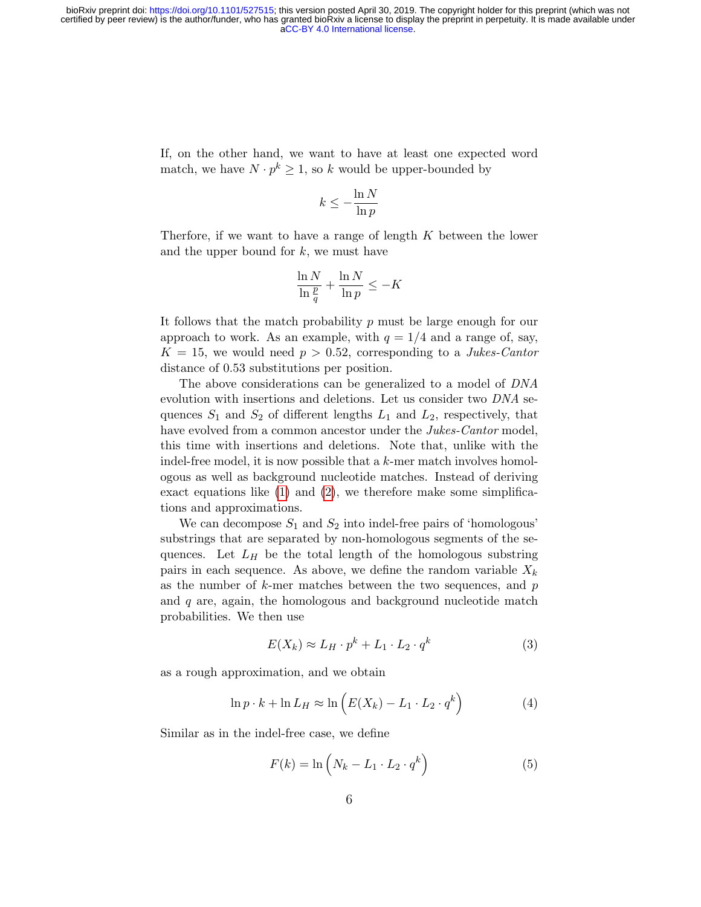If, on the other hand, we want to have at least one expected word match, we have $N \cdot p^k \geq 1$, so $k$ would be upper-bounded by

$$k \leq -\frac{\ln N}{\ln p}$$

Therfore, if we want to have a range of length $K$ between the lower and the upper bound for $k$, we must have

$$\frac{\ln N}{\ln \frac{p}{q}} + \frac{\ln N}{\ln p} \leq -K$$

It follows that the match probability $p$ must be large enough for our approach to work. As an example, with $q = 1/4$ and a range of, say, $K = 15$, we would need $p > 0.52$, corresponding to a *Jukes-Cantor* distance of 0.53 substitutions per position.

The above considerations can be generalized to a model of *DNA* evolution with insertions and deletions. Let us consider two *DNA* sequences $S_1$ and $S_2$ of different lengths $L_1$ and $L_2$, respectively, that have evolved from a common ancestor under the *Jukes-Cantor* model, this time with insertions and deletions. Note that, unlike with the indel-free model, it is now possible that a $k$-mer match involves homologous as well as background nucleotide matches. Instead of deriving exact equations like (1) and (2), we therefore make some simplifications and approximations.

We can decompose $S_1$ and $S_2$ into indel-free pairs of 'homologous' substrings that are separated by non-homologous segments of the sequences. Let $L_H$ be the total length of the homologous substring pairs in each sequence. As above, we define the random variable $X_k$ as the number of $k$-mer matches between the two sequences, and $p$ and $q$ are, again, the homologous and background nucleotide match probabilities. We then use

$$E(X_k) \approx L_H \cdot p^k + L_1 \cdot L_2 \cdot q^k \tag{3}$$

as a rough approximation, and we obtain

$$\ln p \cdot k + \ln L_H \approx \ln \left( E(X_k) - L_1 \cdot L_2 \cdot q^k \right) \tag{4}$$

Similar as in the indel-free case, we define

$$F(k) = \ln \left( N_k - L_1 \cdot L_2 \cdot q^k \right) \tag{5}$$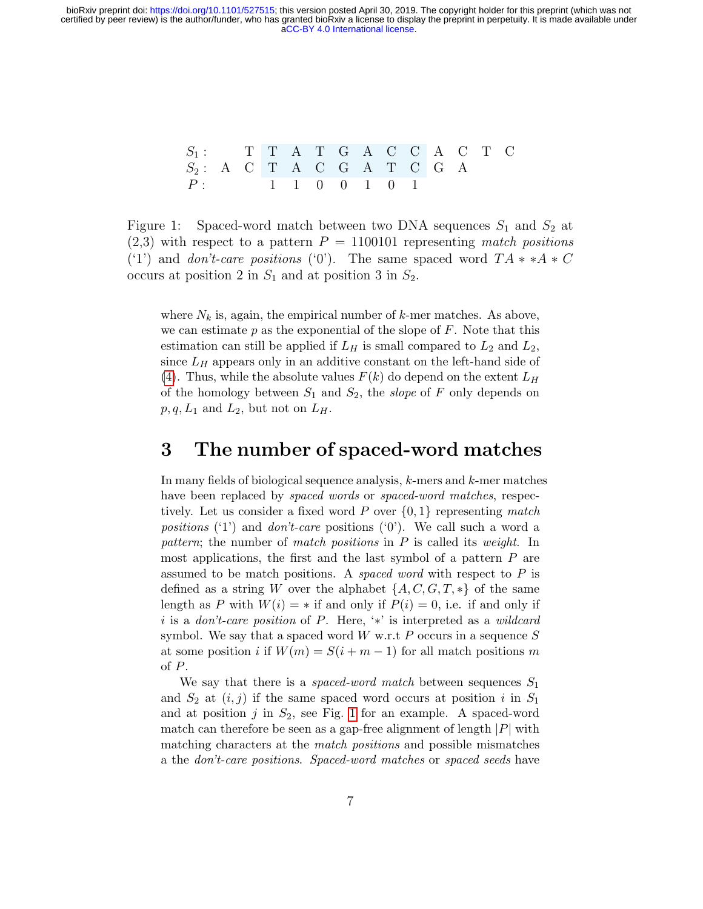| | | | | | | | | | | | | | |
|---|---|---|---|---|---|---|---|---|---|---|---|---|---|
| $S_1$ : | | | T | T | A | T | G | A | C | C | A | C | T | C |
| $S_2$ : | A | C | T | A | C | G | A | T | C | G | A | | |
| $P$ : | | | 1 | 1 | 0 | 0 | 1 | 0 | 1 | | | | |

Figure 1: Spaced-word match between two DNA sequences $S_1$ and $S_2$ at (2,3) with respect to a pattern $P = 1100101$ representing *match positions* ('1') and *don't-care positions* ('0'). The same spaced word $TA**A*C$ occurs at position 2 in $S_1$ and at position 3 in $S_2$.

where $N_k$ is, again, the empirical number of $k$-mer matches. As above, we can estimate $p$ as the exponential of the slope of $F$. Note that this estimation can still be applied if $L_H$ is small compared to $L_2$ and $L_2$, since $L_H$ appears only in an additive constant on the left-hand side of (4). Thus, while the absolute values $F(k)$ do depend on the extent $L_H$ of the homology between $S_1$ and $S_2$, the *slope* of $F$ only depends on $p, q, L_1$ and $L_2$, but not on $L_H$.

## 3 The number of spaced-word matches

In many fields of biological sequence analysis, $k$-mers and $k$-mer matches have been replaced by *spaced words* or *spaced-word matches*, respectively. Let us consider a fixed word $P$ over $\{0,1\}$ representing *match positions* ('1') and *don't-care* positions ('0'). We call such a word a *pattern*; the number of *match positions* in $P$ is called its *weight*. In most applications, the first and the last symbol of a pattern $P$ are assumed to be match positions. A *spaced word* with respect to $P$ is defined as a string $W$ over the alphabet $\{A, C, G, T, *\}$ of the same length as $P$ with $W(i) = *$ if and only if $P(i) = 0$, i.e. if and only if $i$ is a *don't-care position* of $P$. Here, '$*$' is interpreted as a *wildcard* symbol. We say that a spaced word $W$ w.r.t $P$ occurs in a sequence $S$ at some position $i$ if $W(m) = S(i + m - 1)$ for all match positions $m$ of $P$.

We say that there is a *spaced-word match* between sequences $S_1$ and $S_2$ at $(i, j)$ if the same spaced word occurs at position $i$ in $S_1$ and at position $j$ in $S_2$, see Fig. 1 for an example. A spaced-word match can therefore be seen as a gap-free alignment of length $|P|$ with matching characters at the *match positions* and possible mismatches a the *don't-care positions*. *Spaced-word matches* or *spaced seeds* have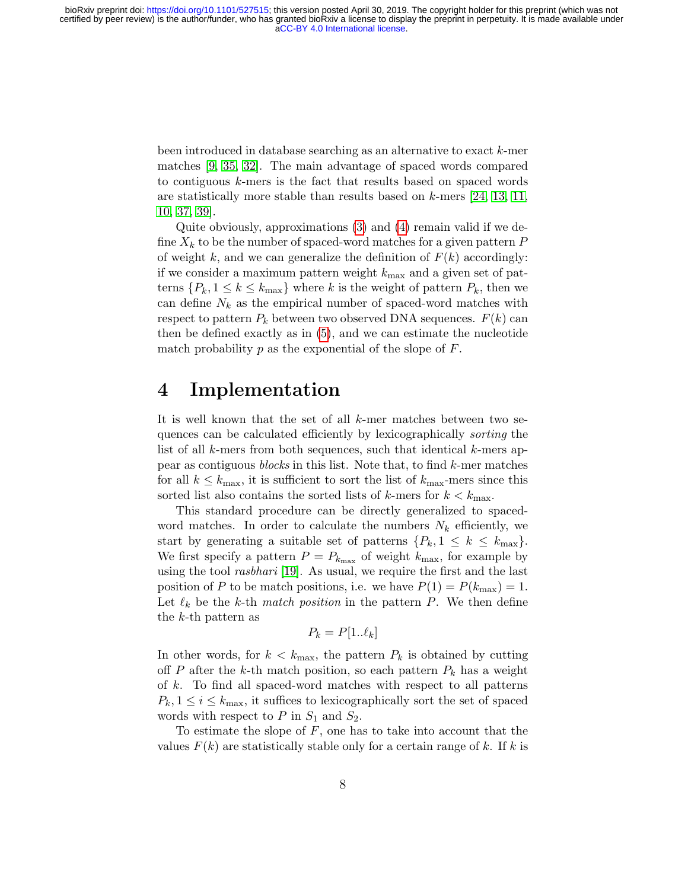been introduced in database searching as an alternative to exact $k$-mer matches [9, 35, 32]. The main advantage of spaced words compared to contiguous $k$-mers is the fact that results based on spaced words are statistically more stable than results based on $k$-mers [24, 13, 11, 10, 37, 39].

Quite obviously, approximations (3) and (4) remain valid if we define $X_k$ to be the number of spaced-word matches for a given pattern $P$ of weight $k$, and we can generalize the definition of $F(k)$ accordingly: if we consider a maximum pattern weight $k_{\max}$ and a given set of patterns $\{P_k, 1 \leq k \leq k_{\max}\}$ where $k$ is the weight of pattern $P_k$, then we can define $N_k$ as the empirical number of spaced-word matches with respect to pattern $P_k$ between two observed DNA sequences. $F(k)$ can then be defined exactly as in (5), and we can estimate the nucleotide match probability $p$ as the exponential of the slope of $F$.

# 4 Implementation

It is well known that the set of all $k$-mer matches between two sequences can be calculated efficiently by lexicographically *sorting* the list of all $k$-mers from both sequences, such that identical $k$-mers appear as contiguous *blocks* in this list. Note that, to find $k$-mer matches for all $k \leq k_{\max}$, it is sufficient to sort the list of $k_{\max}$-mers since this sorted list also contains the sorted lists of $k$-mers for $k < k_{\max}$.

This standard procedure can be directly generalized to spaced-word matches. In order to calculate the numbers $N_k$ efficiently, we start by generating a suitable set of patterns $\{P_k, 1 \leq k \leq k_{\max}\}$. We first specify a pattern $P = P_{k_{\max}}$ of weight $k_{\max}$, for example by using the tool *rasbhari* [19]. As usual, we require the first and the last position of $P$ to be match positions, i.e. we have $P(1) = P(k_{\max}) = 1$. Let $\ell_k$ be the $k$-th *match position* in the pattern $P$. We then define the $k$-th pattern as

$$P_k = P[1..\ell_k]$$

In other words, for $k < k_{\max}$, the pattern $P_k$ is obtained by cutting off $P$ after the $k$-th match position, so each pattern $P_k$ has a weight of $k$. To find all spaced-word matches with respect to all patterns $P_k, 1 \leq i \leq k_{\max}$, it suffices to lexicographically sort the set of spaced words with respect to $P$ in $S_1$ and $S_2$.

To estimate the slope of $F$, one has to take into account that the values $F(k)$ are statistically stable only for a certain range of $k$. If $k$ is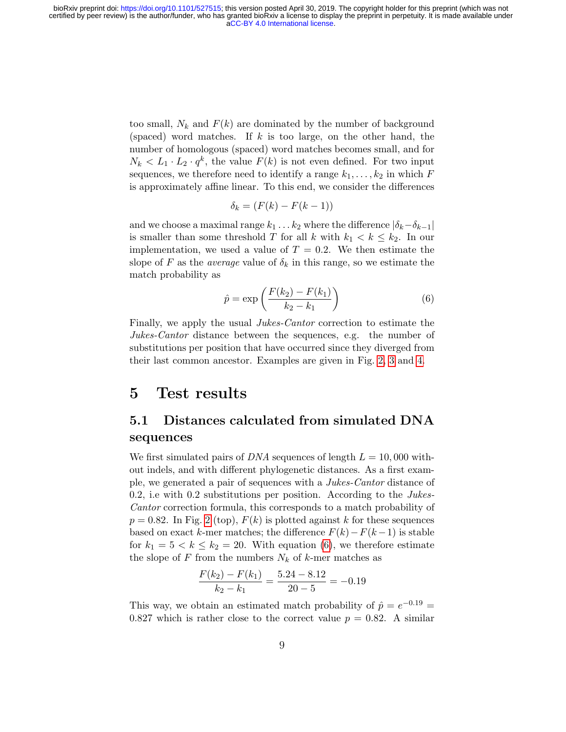too small, $N_k$ and $F(k)$ are dominated by the number of background (spaced) word matches. If $k$ is too large, on the other hand, the number of homologous (spaced) word matches becomes small, and for $N_k < L_1 \cdot L_2 \cdot q^k$, the value $F(k)$ is not even defined. For two input sequences, we therefore need to identify a range $k_1, \ldots, k_2$ in which $F$ is approximately affine linear. To this end, we consider the differences

$$\delta_k = (F(k) - F(k-1))$$

and we choose a maximal range $k_1 \ldots k_2$ where the difference $|\delta_k - \delta_{k-1}|$ is smaller than some threshold $T$ for all $k$ with $k_1 < k \leq k_2$. In our implementation, we used a value of $T = 0.2$. We then estimate the slope of $F$ as the *average* value of $\delta_k$ in this range, so we estimate the match probability as

$$\hat{p} = \exp\left(\frac{F(k_2) - F(k_1)}{k_2 - k_1}\right) \tag{6}$$

Finally, we apply the usual *Jukes-Cantor* correction to estimate the *Jukes-Cantor* distance between the sequences, e.g. the number of substitutions per position that have occurred since they diverged from their last common ancestor. Examples are given in Fig. 2, 3 and 4.

# 5 Test results

## 5.1 Distances calculated from simulated DNA sequences

We first simulated pairs of *DNA* sequences of length $L = 10,000$ without indels, and with different phylogenetic distances. As a first example, we generated a pair of sequences with a *Jukes-Cantor* distance of 0.2, i.e with 0.2 substitutions per position. According to the *Jukes-Cantor* correction formula, this corresponds to a match probability of $p = 0.82$. In Fig. 2 (top), $F(k)$ is plotted against $k$ for these sequences based on exact $k$-mer matches; the difference $F(k) - F(k-1)$ is stable for $k_1 = 5 < k \leq k_2 = 20$. With equation (6), we therefore estimate the slope of $F$ from the numbers $N_k$ of $k$-mer matches as

$$\frac{F(k_2) - F(k_1)}{k_2 - k_1} = \frac{5.24 - 8.12}{20 - 5} = -0.19$$

This way, we obtain an estimated match probability of $\hat{p} = e^{-0.19} = 0.827$ which is rather close to the correct value $p = 0.82$. A similar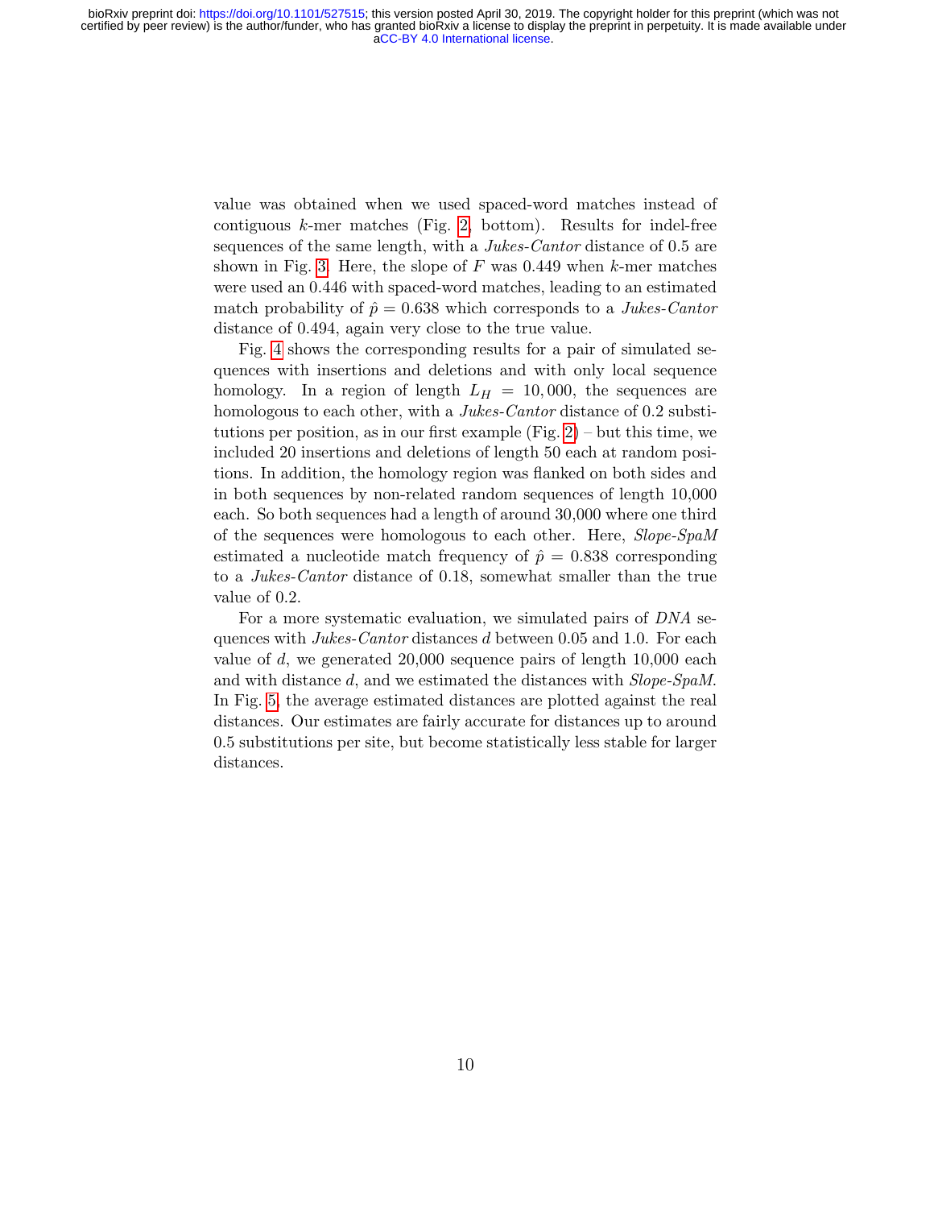value was obtained when we used spaced-word matches instead of contiguous $k$-mer matches (Fig. 2, bottom). Results for indel-free sequences of the same length, with a *Jukes-Cantor* distance of 0.5 are shown in Fig. 3. Here, the slope of $F$ was 0.449 when $k$-mer matches were used an 0.446 with spaced-word matches, leading to an estimated match probability of $\hat{p} = 0.638$ which corresponds to a *Jukes-Cantor* distance of 0.494, again very close to the true value.

Fig. 4 shows the corresponding results for a pair of simulated sequences with insertions and deletions and with only local sequence homology. In a region of length $L_H = 10,000$, the sequences are homologous to each other, with a *Jukes-Cantor* distance of 0.2 substitutions per position, as in our first example (Fig. 2) – but this time, we included 20 insertions and deletions of length 50 each at random positions. In addition, the homology region was flanked on both sides and in both sequences by non-related random sequences of length 10,000 each. So both sequences had a length of around 30,000 where one third of the sequences were homologous to each other. Here, *Slope-SpaM* estimated a nucleotide match frequency of $\hat{p} = 0.838$ corresponding to a *Jukes-Cantor* distance of 0.18, somewhat smaller than the true value of 0.2.

For a more systematic evaluation, we simulated pairs of *DNA* sequences with *Jukes-Cantor* distances $d$ between 0.05 and 1.0. For each value of $d$, we generated 20,000 sequence pairs of length 10,000 each and with distance $d$, and we estimated the distances with *Slope-SpaM*. In Fig. 5, the average estimated distances are plotted against the real distances. Our estimates are fairly accurate for distances up to around 0.5 substitutions per site, but become statistically less stable for larger distances.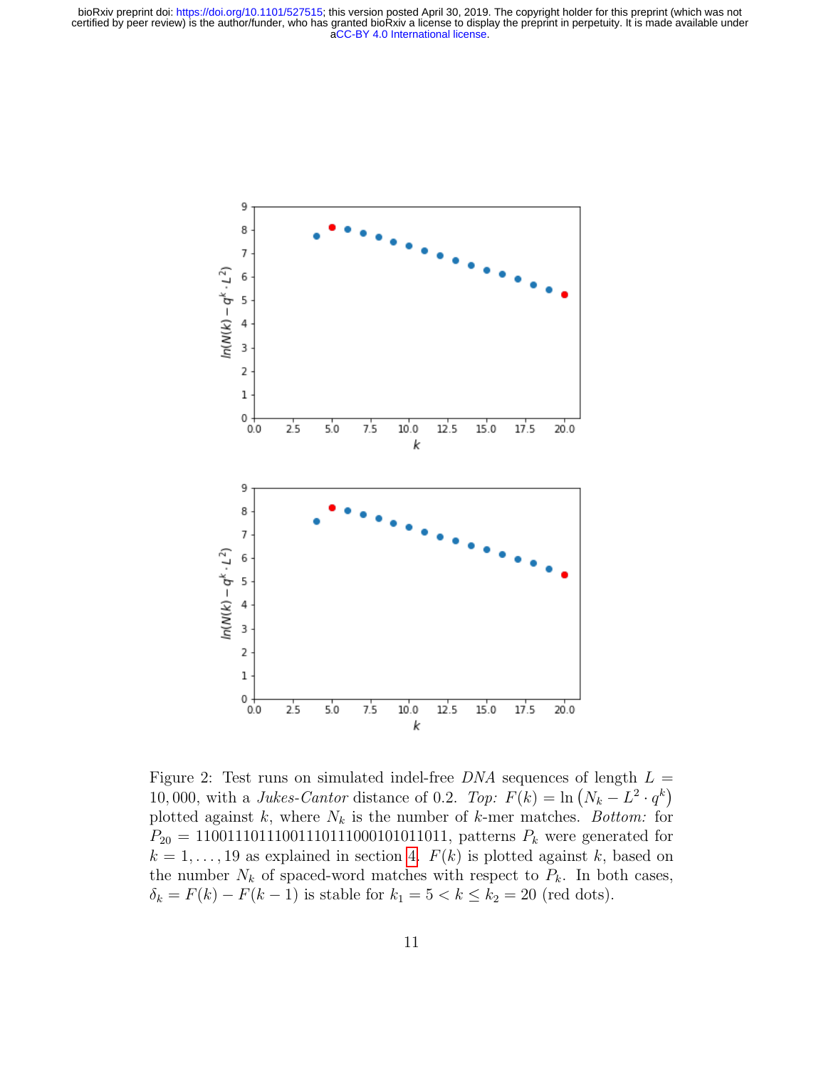Figure 2: Test runs on simulated indel-free *DNA* sequences of length $L = 10{,}000$, with a *Jukes-Cantor* distance of 0.2. *Top:* $F(k) = \ln\left(N_k - L^2 \cdot q^k\right)$ plotted against $k$, where $N_k$ is the number of $k$-mer matches. *Bottom:* for $P_{20} = 1100111011100111011110001010111011$, patterns $P_k$ were generated for $k = 1, \ldots, 19$ as explained in section 4. $F(k)$ is plotted against $k$, based on the number $N_k$ of spaced-word matches with respect to $P_k$. In both cases, $\delta_k = F(k) - F(k-1)$ is stable for $k_1 = 5 < k \leq k_2 = 20$ (red dots).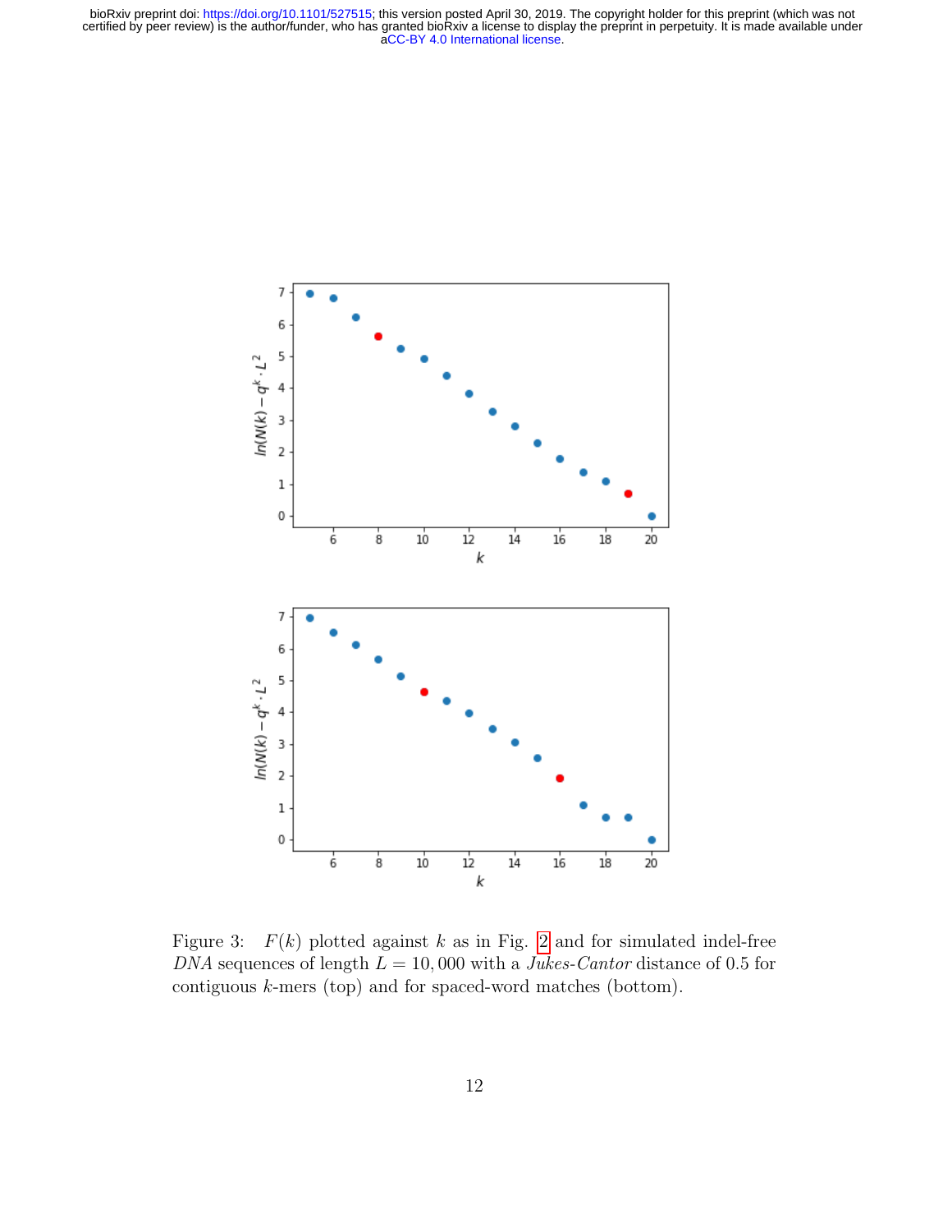Figure 3: $F(k)$ plotted against $k$ as in Fig. 2 and for simulated indel-free *DNA* sequences of length $L = 10,000$ with a *Jukes-Cantor* distance of 0.5 for contiguous $k$-mers (top) and for spaced-word matches (bottom).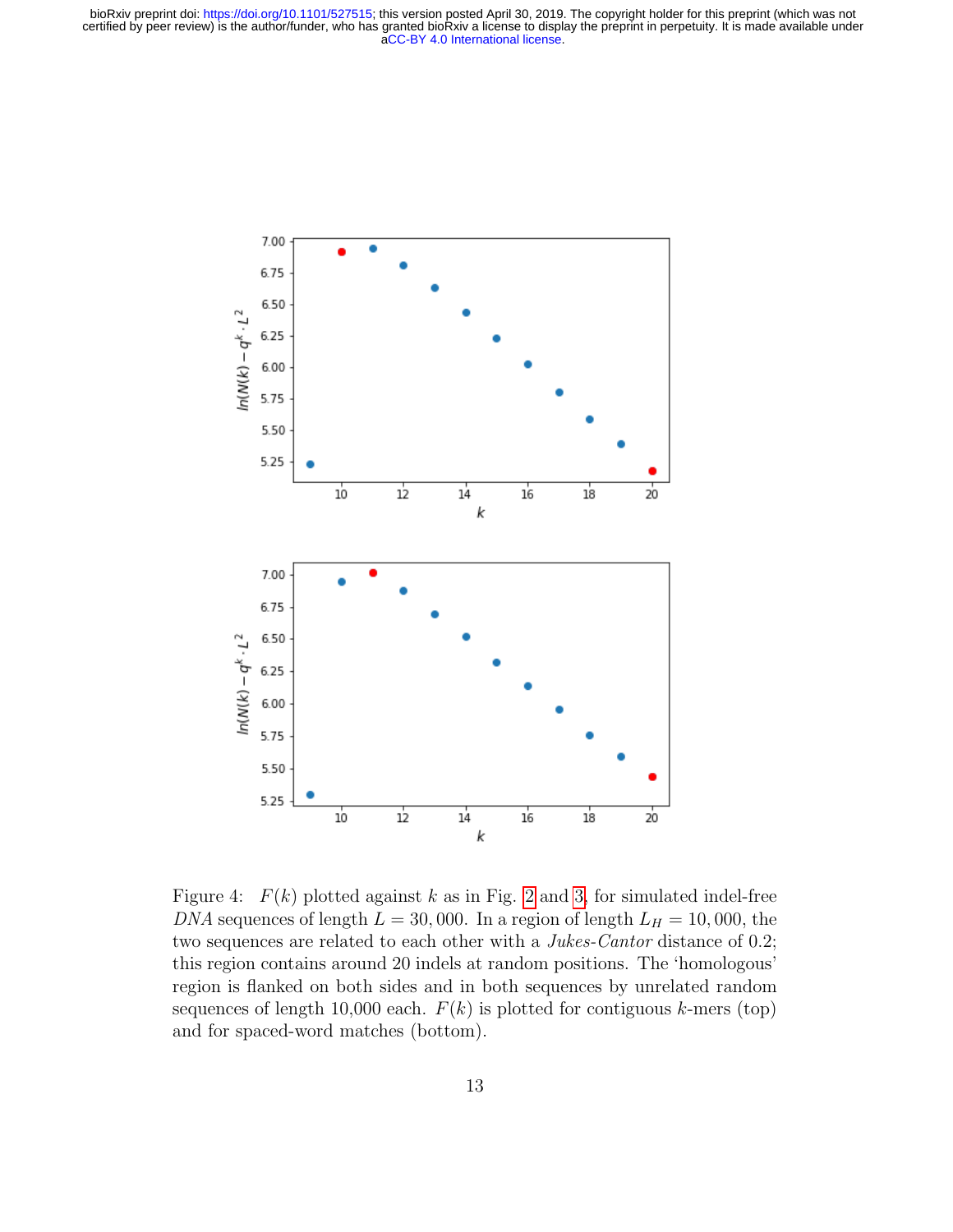Figure 4: $F(k)$ plotted against $k$ as in Fig. 2 and 3, for simulated indel-free *DNA* sequences of length $L = 30,000$. In a region of length $L_H = 10,000$, the two sequences are related to each other with a *Jukes-Cantor* distance of 0.2; this region contains around 20 indels at random positions. The 'homologous' region is flanked on both sides and in both sequences by unrelated random sequences of length 10,000 each. $F(k)$ is plotted for contiguous $k$-mers (top) and for spaced-word matches (bottom).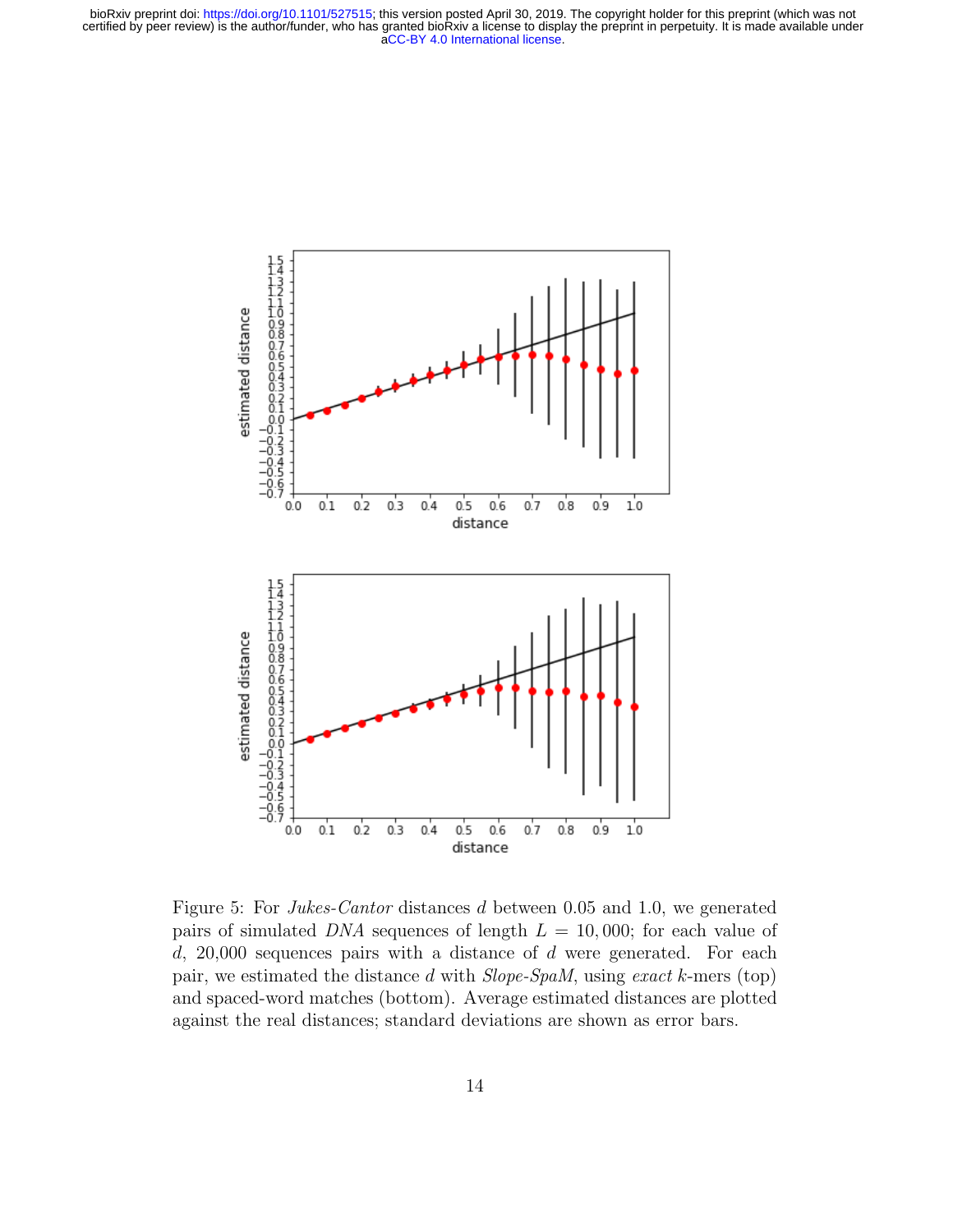Figure 5: For *Jukes-Cantor* distances $d$ between 0.05 and 1.0, we generated pairs of simulated *DNA* sequences of length $L = 10,000$; for each value of $d$, 20,000 sequences pairs with a distance of $d$ were generated. For each pair, we estimated the distance $d$ with *Slope-SpaM*, using *exact* $k$-mers (top) and spaced-word matches (bottom). Average estimated distances are plotted against the real distances; standard deviations are shown as error bars.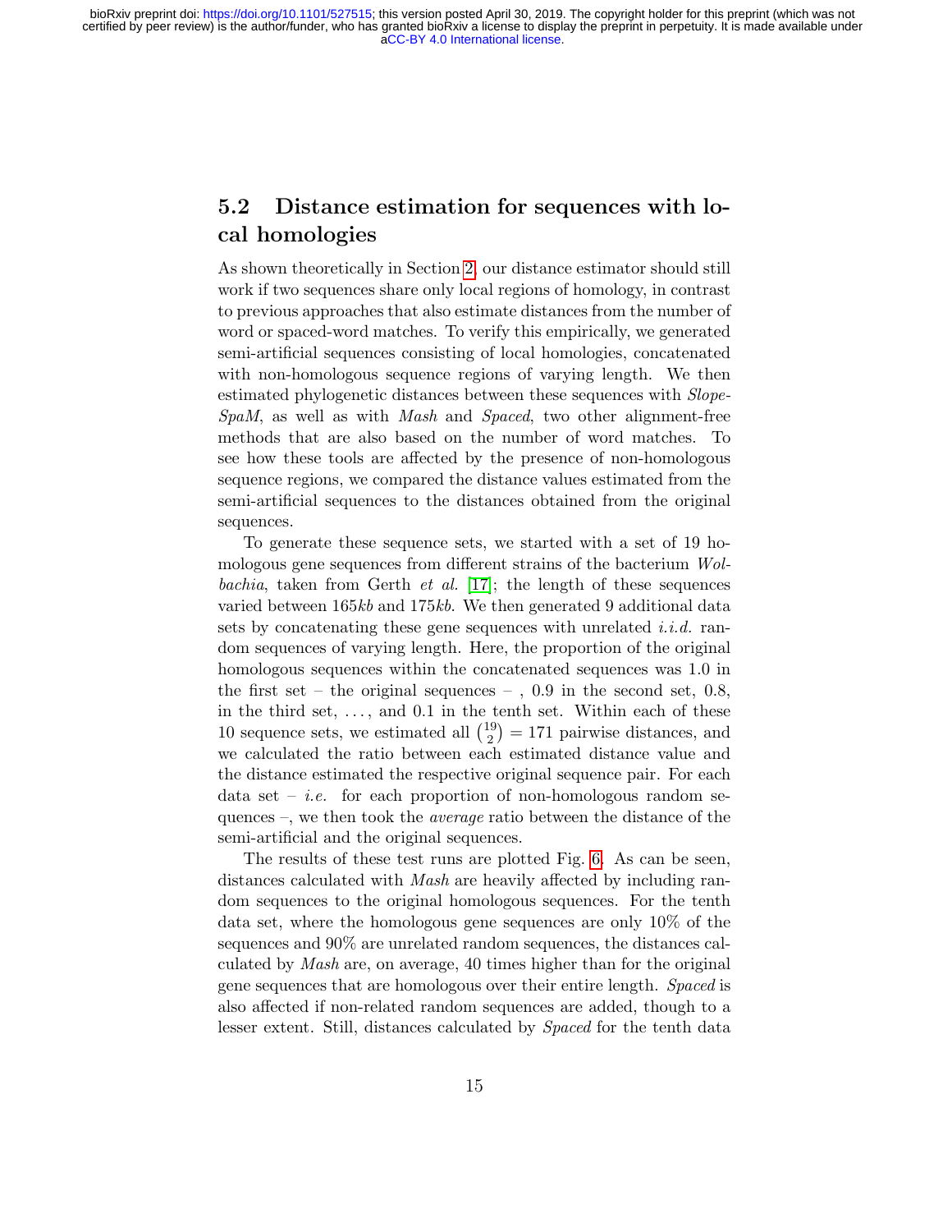## 5.2 Distance estimation for sequences with local homologies

As shown theoretically in Section 2, our distance estimator should still work if two sequences share only local regions of homology, in contrast to previous approaches that also estimate distances from the number of word or spaced-word matches. To verify this empirically, we generated semi-artificial sequences consisting of local homologies, concatenated with non-homologous sequence regions of varying length. We then estimated phylogenetic distances between these sequences with *Slope-SpaM*, as well as with *Mash* and *Spaced*, two other alignment-free methods that are also based on the number of word matches. To see how these tools are affected by the presence of non-homologous sequence regions, we compared the distance values estimated from the semi-artificial sequences to the distances obtained from the original sequences.

To generate these sequence sets, we started with a set of 19 homologous gene sequences from different strains of the bacterium *Wolbachia*, taken from Gerth *et al.* [17]; the length of these sequences varied between $165kb$ and $175kb$. We then generated 9 additional data sets by concatenating these gene sequences with unrelated *i.i.d.* random sequences of varying length. Here, the proportion of the original homologous sequences within the concatenated sequences was 1.0 in the first set – the original sequences – , 0.9 in the second set, 0.8, in the third set, ..., and 0.1 in the tenth set. Within each of these 10 sequence sets, we estimated all $\binom{19}{2} = 171$ pairwise distances, and we calculated the ratio between each estimated distance value and the distance estimated the respective original sequence pair. For each data set – *i.e.* for each proportion of non-homologous random sequences –, we then took the *average* ratio between the distance of the semi-artificial and the original sequences.

The results of these test runs are plotted Fig. 6. As can be seen, distances calculated with *Mash* are heavily affected by including random sequences to the original homologous sequences. For the tenth data set, where the homologous gene sequences are only 10% of the sequences and 90% are unrelated random sequences, the distances calculated by *Mash* are, on average, 40 times higher than for the original gene sequences that are homologous over their entire length. *Spaced* is also affected if non-related random sequences are added, though to a lesser extent. Still, distances calculated by *Spaced* for the tenth data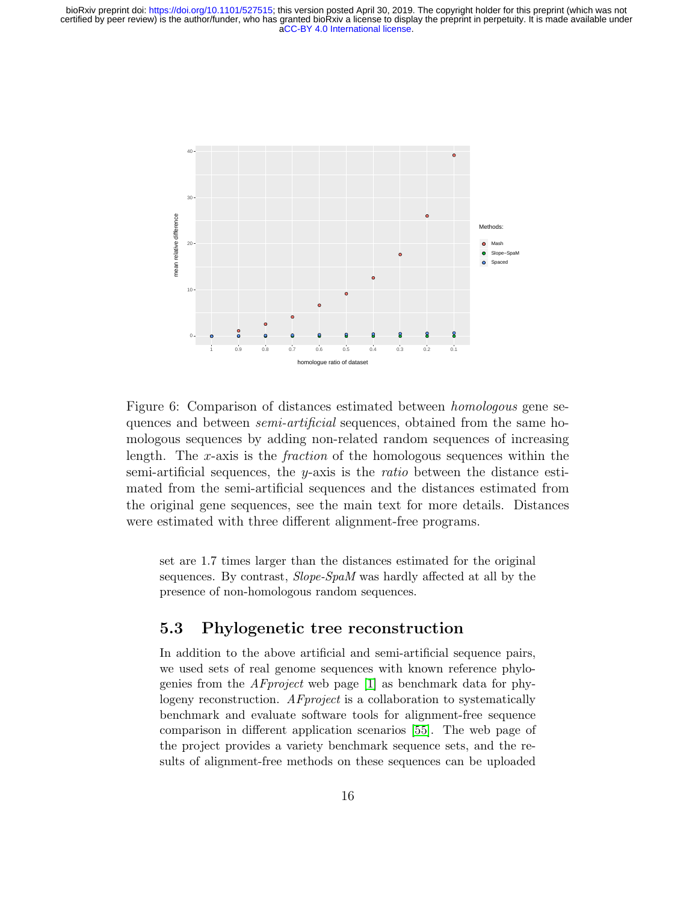Figure 6: Comparison of distances estimated between *homologous* gene sequences and between *semi-artificial* sequences, obtained from the same homologous sequences by adding non-related random sequences of increasing length. The $x$-axis is the *fraction* of the homologous sequences within the semi-artificial sequences, the $y$-axis is the *ratio* between the distance estimated from the semi-artificial sequences and the distances estimated from the original gene sequences, see the main text for more details. Distances were estimated with three different alignment-free programs.

set are 1.7 times larger than the distances estimated for the original sequences. By contrast, *Slope-SpaM* was hardly affected at all by the presence of non-homologous random sequences.

## 5.3 Phylogenetic tree reconstruction

In addition to the above artificial and semi-artificial sequence pairs, we used sets of real genome sequences with known reference phylogenies from the *AFproject* web page [1] as benchmark data for phylogeny reconstruction. *AFproject* is a collaboration to systematically benchmark and evaluate software tools for alignment-free sequence comparison in different application scenarios [55]. The web page of the project provides a variety benchmark sequence sets, and the results of alignment-free methods on these sequences can be uploaded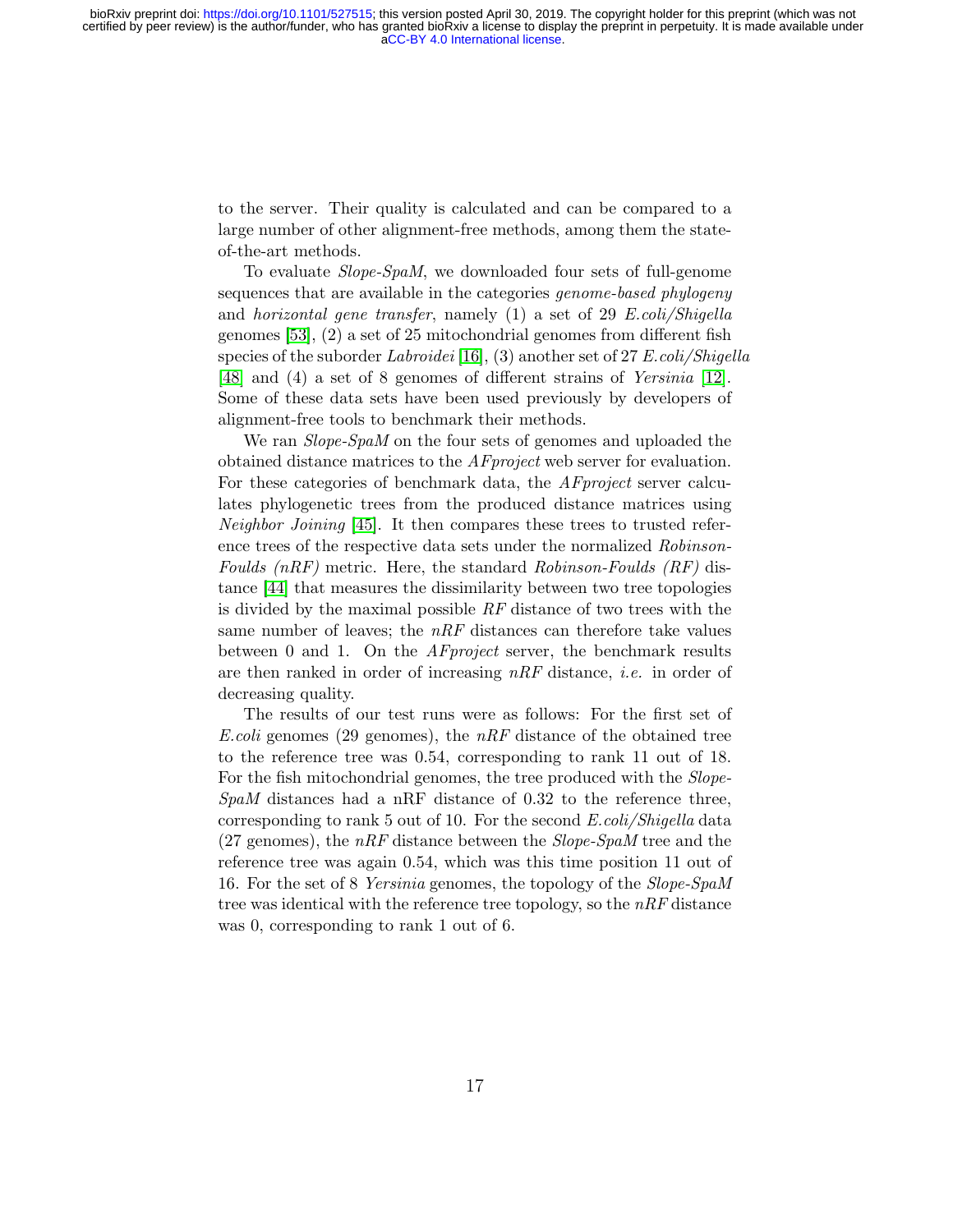to the server. Their quality is calculated and can be compared to a large number of other alignment-free methods, among them the state-of-the-art methods.

To evaluate *Slope-SpaM*, we downloaded four sets of full-genome sequences that are available in the categories *genome-based phylogeny* and *horizontal gene transfer*, namely (1) a set of 29 *E.coli/Shigella* genomes [53], (2) a set of 25 mitochondrial genomes from different fish species of the suborder *Labroidei* [16], (3) another set of 27 *E.coli/Shigella* [48] and (4) a set of 8 genomes of different strains of *Yersinia* [12]. Some of these data sets have been used previously by developers of alignment-free tools to benchmark their methods.

We ran *Slope-SpaM* on the four sets of genomes and uploaded the obtained distance matrices to the *AFproject* web server for evaluation. For these categories of benchmark data, the *AFproject* server calculates phylogenetic trees from the produced distance matrices using *Neighbor Joining* [45]. It then compares these trees to trusted reference trees of the respective data sets under the normalized *Robinson-Foulds (nRF)* metric. Here, the standard *Robinson-Foulds (RF)* distance [44] that measures the dissimilarity between two tree topologies is divided by the maximal possible *RF* distance of two trees with the same number of leaves; the *nRF* distances can therefore take values between 0 and 1. On the *AFproject* server, the benchmark results are then ranked in order of increasing *nRF* distance, *i.e.* in order of decreasing quality.

The results of our test runs were as follows: For the first set of *E.coli* genomes (29 genomes), the *nRF* distance of the obtained tree to the reference tree was 0.54, corresponding to rank 11 out of 18. For the fish mitochondrial genomes, the tree produced with the *Slope-SpaM* distances had a nRF distance of 0.32 to the reference three, corresponding to rank 5 out of 10. For the second *E.coli/Shigella* data (27 genomes), the *nRF* distance between the *Slope-SpaM* tree and the reference tree was again 0.54, which was this time position 11 out of 16. For the set of 8 *Yersinia* genomes, the topology of the *Slope-SpaM* tree was identical with the reference tree topology, so the *nRF* distance was 0, corresponding to rank 1 out of 6.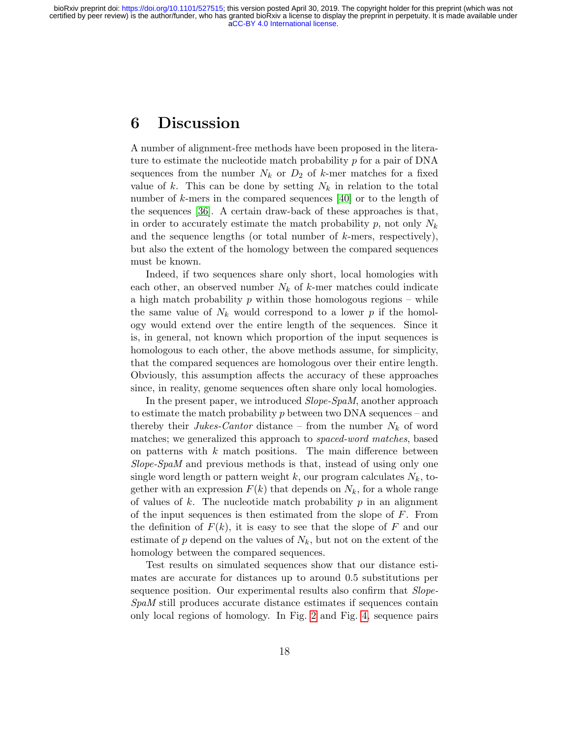# 6 Discussion

A number of alignment-free methods have been proposed in the literature to estimate the nucleotide match probability $p$ for a pair of DNA sequences from the number $N_k$ or $D_2$ of $k$-mer matches for a fixed value of $k$. This can be done by setting $N_k$ in relation to the total number of $k$-mers in the compared sequences [40] or to the length of the sequences [36]. A certain draw-back of these approaches is that, in order to accurately estimate the match probability $p$, not only $N_k$ and the sequence lengths (or total number of $k$-mers, respectively), but also the extent of the homology between the compared sequences must be known.

Indeed, if two sequences share only short, local homologies with each other, an observed number $N_k$ of $k$-mer matches could indicate a high match probability $p$ within those homologous regions – while the same value of $N_k$ would correspond to a lower $p$ if the homology would extend over the entire length of the sequences. Since it is, in general, not known which proportion of the input sequences is homologous to each other, the above methods assume, for simplicity, that the compared sequences are homologous over their entire length. Obviously, this assumption affects the accuracy of these approaches since, in reality, genome sequences often share only local homologies.

In the present paper, we introduced *Slope-SpaM*, another approach to estimate the match probability $p$ between two DNA sequences – and thereby their *Jukes-Cantor* distance – from the number $N_k$ of word matches; we generalized this approach to *spaced-word matches*, based on patterns with $k$ match positions. The main difference between *Slope-SpaM* and previous methods is that, instead of using only one single word length or pattern weight $k$, our program calculates $N_k$, together with an expression $F(k)$ that depends on $N_k$, for a whole range of values of $k$. The nucleotide match probability $p$ in an alignment of the input sequences is then estimated from the slope of $F$. From the definition of $F(k)$, it is easy to see that the slope of $F$ and our estimate of $p$ depend on the values of $N_k$, but not on the extent of the homology between the compared sequences.

Test results on simulated sequences show that our distance estimates are accurate for distances up to around 0.5 substitutions per sequence position. Our experimental results also confirm that *Slope-SpaM* still produces accurate distance estimates if sequences contain only local regions of homology. In Fig. 2 and Fig. 4, sequence pairs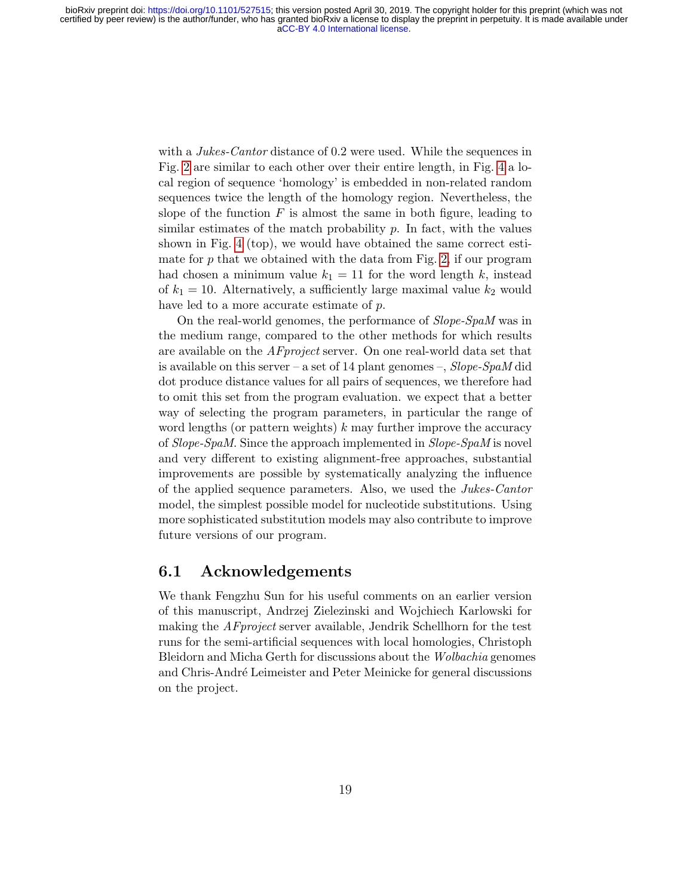with a *Jukes-Cantor* distance of 0.2 were used. While the sequences in Fig. 2 are similar to each other over their entire length, in Fig. 4 a local region of sequence 'homology' is embedded in non-related random sequences twice the length of the homology region. Nevertheless, the slope of the function $F$ is almost the same in both figure, leading to similar estimates of the match probability $p$. In fact, with the values shown in Fig. 4 (top), we would have obtained the same correct estimate for $p$ that we obtained with the data from Fig. 2, if our program had chosen a minimum value $k_1 = 11$ for the word length $k$, instead of $k_1 = 10$. Alternatively, a sufficiently large maximal value $k_2$ would have led to a more accurate estimate of $p$.

On the real-world genomes, the performance of *Slope-SpaM* was in the medium range, compared to the other methods for which results are available on the *AFproject* server. On one real-world data set that is available on this server – a set of 14 plant genomes –, *Slope-SpaM* did dot produce distance values for all pairs of sequences, we therefore had to omit this set from the program evaluation. we expect that a better way of selecting the program parameters, in particular the range of word lengths (or pattern weights) $k$ may further improve the accuracy of *Slope-SpaM*. Since the approach implemented in *Slope-SpaM* is novel and very different to existing alignment-free approaches, substantial improvements are possible by systematically analyzing the influence of the applied sequence parameters. Also, we used the *Jukes-Cantor* model, the simplest possible model for nucleotide substitutions. Using more sophisticated substitution models may also contribute to improve future versions of our program.

## 6.1 Acknowledgements

We thank Fengzhu Sun for his useful comments on an earlier version of this manuscript, Andrzej Zielezinski and Wojchiech Karlowski for making the *AFproject* server available, Jendrik Schellhorn for the test runs for the semi-artificial sequences with local homologies, Christoph Bleidorn and Micha Gerth for discussions about the *Wolbachia* genomes and Chris-André Leimeister and Peter Meinicke for general discussions on the project.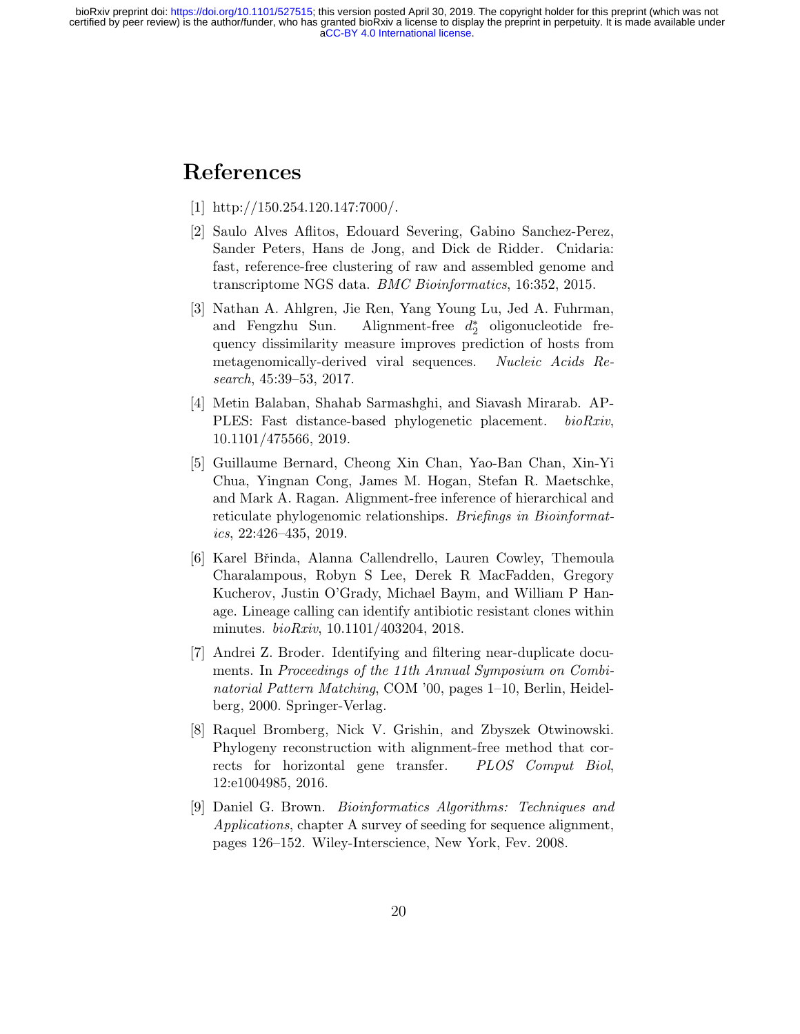# References

[1] http://150.254.120.147:7000/.

[2] Saulo Alves Aflitos, Edouard Severing, Gabino Sanchez-Perez, Sander Peters, Hans de Jong, and Dick de Ridder. Cnidaria: fast, reference-free clustering of raw and assembled genome and transcriptome NGS data. *BMC Bioinformatics*, 16:352, 2015.

[3] Nathan A. Ahlgren, Jie Ren, Yang Young Lu, Jed A. Fuhrman, and Fengzhu Sun. Alignment-free $d_2^*$ oligonucleotide frequency dissimilarity measure improves prediction of hosts from metagenomically-derived viral sequences. *Nucleic Acids Research*, 45:39–53, 2017.

[4] Metin Balaban, Shahab Sarmashghi, and Siavash Mirarab. APPLES: Fast distance-based phylogenetic placement. *bioRxiv*, 10.1101/475566, 2019.

[5] Guillaume Bernard, Cheong Xin Chan, Yao-Ban Chan, Xin-Yi Chua, Yingnan Cong, James M. Hogan, Stefan R. Maetschke, and Mark A. Ragan. Alignment-free inference of hierarchical and reticulate phylogenomic relationships. *Briefings in Bioinformatics*, 22:426–435, 2019.

[6] Karel Břinda, Alanna Callendrello, Lauren Cowley, Themoula Charalampous, Robyn S Lee, Derek R MacFadden, Gregory Kucherov, Justin O'Grady, Michael Baym, and William P Hanage. Lineage calling can identify antibiotic resistant clones within minutes. *bioRxiv*, 10.1101/403204, 2018.

[7] Andrei Z. Broder. Identifying and filtering near-duplicate documents. In *Proceedings of the 11th Annual Symposium on Combinatorial Pattern Matching*, COM '00, pages 1–10, Berlin, Heidelberg, 2000. Springer-Verlag.

[8] Raquel Bromberg, Nick V. Grishin, and Zbyszek Otwinowski. Phylogeny reconstruction with alignment-free method that corrects for horizontal gene transfer. *PLOS Comput Biol*, 12:e1004985, 2016.

[9] Daniel G. Brown. *Bioinformatics Algorithms: Techniques and Applications*, chapter A survey of seeding for sequence alignment, pages 126–152. Wiley-Interscience, New York, Fev. 2008.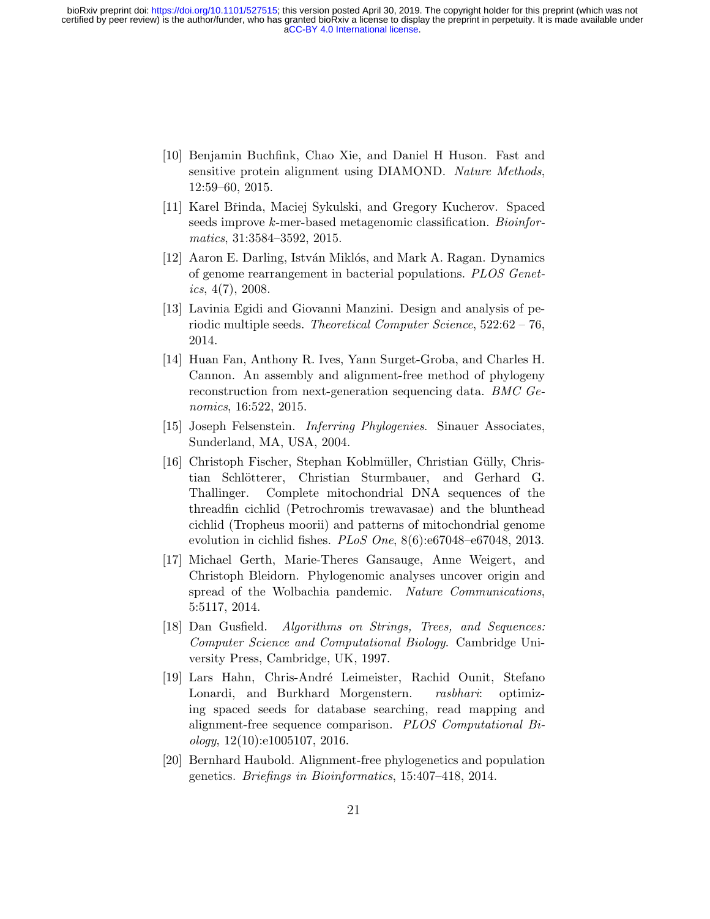[10] Benjamin Buchfink, Chao Xie, and Daniel H Huson. Fast and sensitive protein alignment using DIAMOND. *Nature Methods*, 12:59–60, 2015.

[11] Karel Břinda, Maciej Sykulski, and Gregory Kucherov. Spaced seeds improve $k$-mer-based metagenomic classification. *Bioinformatics*, 31:3584–3592, 2015.

[12] Aaron E. Darling, István Miklós, and Mark A. Ragan. Dynamics of genome rearrangement in bacterial populations. *PLOS Genetics*, 4(7), 2008.

[13] Lavinia Egidi and Giovanni Manzini. Design and analysis of periodic multiple seeds. *Theoretical Computer Science*, 522:62 – 76, 2014.

[14] Huan Fan, Anthony R. Ives, Yann Surget-Groba, and Charles H. Cannon. An assembly and alignment-free method of phylogeny reconstruction from next-generation sequencing data. *BMC Genomics*, 16:522, 2015.

[15] Joseph Felsenstein. *Inferring Phylogenies*. Sinauer Associates, Sunderland, MA, USA, 2004.

[16] Christoph Fischer, Stephan Koblmüller, Christian Gülly, Christian Schlötterer, Christian Sturmbauer, and Gerhard G. Thallinger. Complete mitochondrial DNA sequences of the threadfin cichlid (Petrochromis trewavasae) and the blunthead cichlid (Tropheus moorii) and patterns of mitochondrial genome evolution in cichlid fishes. *PLoS One*, 8(6):e67048–e67048, 2013.

[17] Michael Gerth, Marie-Theres Gansauge, Anne Weigert, and Christoph Bleidorn. Phylogenomic analyses uncover origin and spread of the Wolbachia pandemic. *Nature Communications*, 5:5117, 2014.

[18] Dan Gusfield. *Algorithms on Strings, Trees, and Sequences: Computer Science and Computational Biology*. Cambridge University Press, Cambridge, UK, 1997.

[19] Lars Hahn, Chris-André Leimeister, Rachid Ounit, Stefano Lonardi, and Burkhard Morgenstern. *rasbhari*: optimizing spaced seeds for database searching, read mapping and alignment-free sequence comparison. *PLOS Computational Biology*, 12(10):e1005107, 2016.

[20] Bernhard Haubold. Alignment-free phylogenetics and population genetics. *Briefings in Bioinformatics*, 15:407–418, 2014.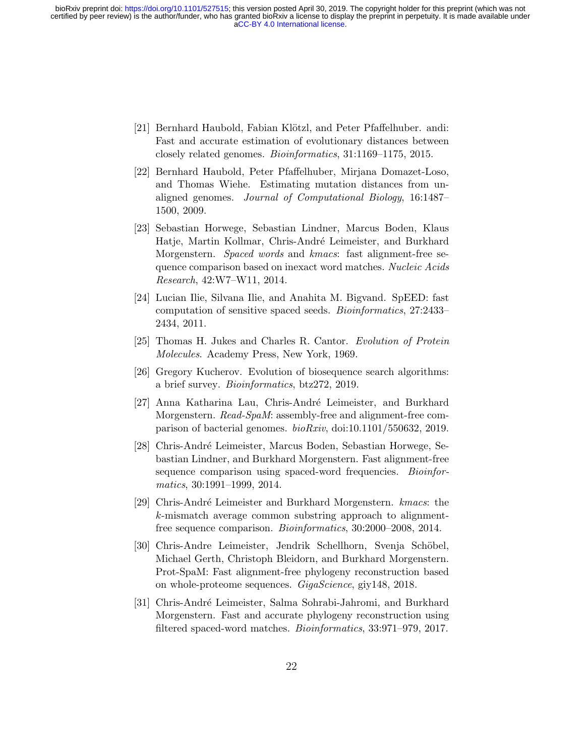[21] Bernhard Haubold, Fabian Klötzl, and Peter Pfaffelhuber. andi: Fast and accurate estimation of evolutionary distances between closely related genomes. *Bioinformatics*, 31:1169–1175, 2015.

[22] Bernhard Haubold, Peter Pfaffelhuber, Mirjana Domazet-Loso, and Thomas Wiehe. Estimating mutation distances from unaligned genomes. *Journal of Computational Biology*, 16:1487–1500, 2009.

[23] Sebastian Horwege, Sebastian Lindner, Marcus Boden, Klaus Hatje, Martin Kollmar, Chris-André Leimeister, and Burkhard Morgenstern. *Spaced words* and *kmacs*: fast alignment-free sequence comparison based on inexact word matches. *Nucleic Acids Research*, 42:W7–W11, 2014.

[24] Lucian Ilie, Silvana Ilie, and Anahita M. Bigvand. SpEED: fast computation of sensitive spaced seeds. *Bioinformatics*, 27:2433–2434, 2011.

[25] Thomas H. Jukes and Charles R. Cantor. *Evolution of Protein Molecules*. Academy Press, New York, 1969.

[26] Gregory Kucherov. Evolution of biosequence search algorithms: a brief survey. *Bioinformatics*, btz272, 2019.

[27] Anna Katharina Lau, Chris-André Leimeister, and Burkhard Morgenstern. *Read-SpaM*: assembly-free and alignment-free comparison of bacterial genomes. *bioRxiv*, doi:10.1101/550632, 2019.

[28] Chris-André Leimeister, Marcus Boden, Sebastian Horwege, Sebastian Lindner, and Burkhard Morgenstern. Fast alignment-free sequence comparison using spaced-word frequencies. *Bioinformatics*, 30:1991–1999, 2014.

[29] Chris-André Leimeister and Burkhard Morgenstern. *kmacs*: the $k$-mismatch average common substring approach to alignment-free sequence comparison. *Bioinformatics*, 30:2000–2008, 2014.

[30] Chris-Andre Leimeister, Jendrik Schellhorn, Svenja Schöbel, Michael Gerth, Christoph Bleidorn, and Burkhard Morgenstern. Prot-SpaM: Fast alignment-free phylogeny reconstruction based on whole-proteome sequences. *GigaScience*, giy148, 2018.

[31] Chris-André Leimeister, Salma Sohrabi-Jahromi, and Burkhard Morgenstern. Fast and accurate phylogeny reconstruction using filtered spaced-word matches. *Bioinformatics*, 33:971–979, 2017.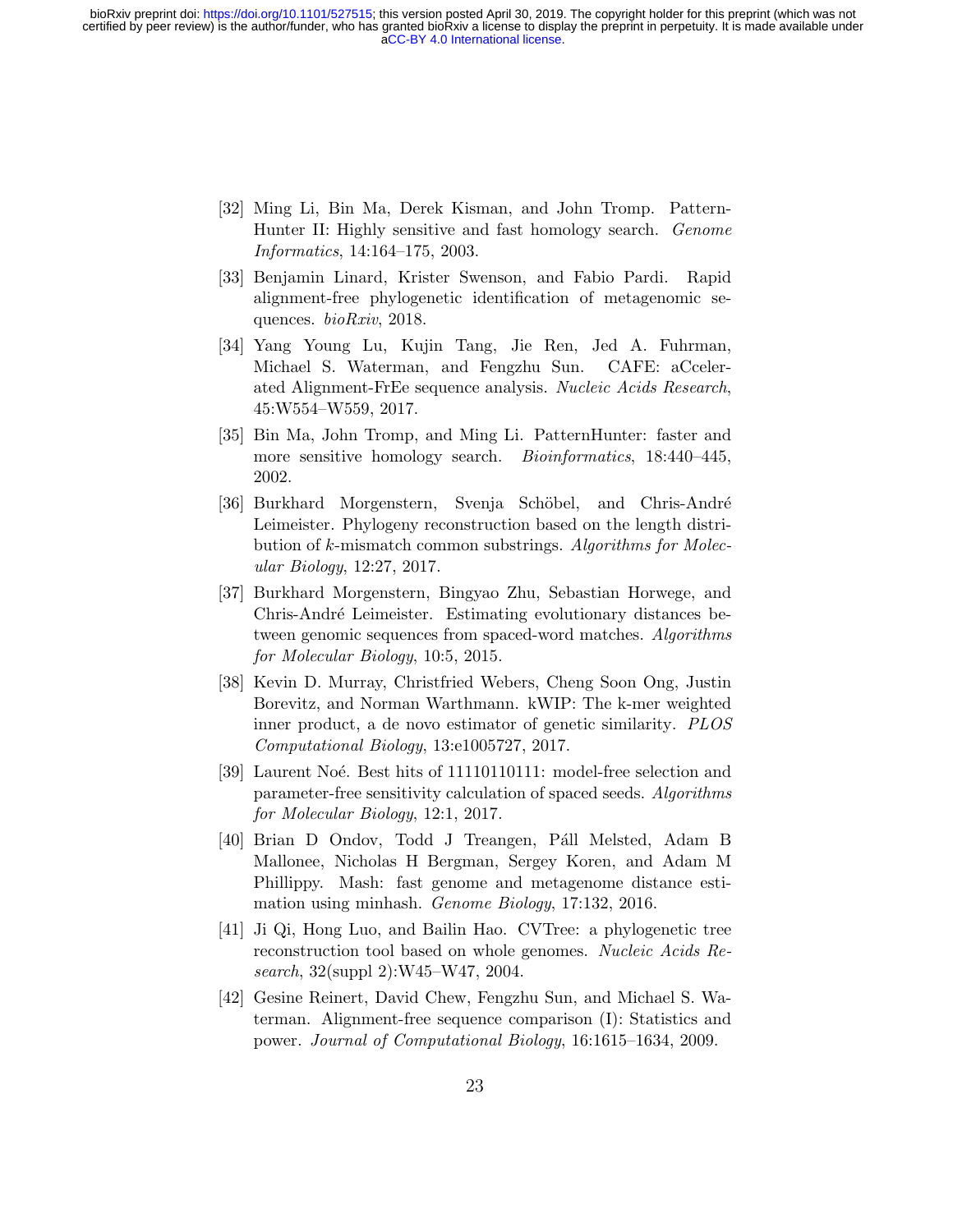[32] Ming Li, Bin Ma, Derek Kisman, and John Tromp. PatternHunter II: Highly sensitive and fast homology search. *Genome Informatics*, 14:164–175, 2003.

[33] Benjamin Linard, Krister Swenson, and Fabio Pardi. Rapid alignment-free phylogenetic identification of metagenomic sequences. *bioRxiv*, 2018.

[34] Yang Young Lu, Kujin Tang, Jie Ren, Jed A. Fuhrman, Michael S. Waterman, and Fengzhu Sun. CAFE: aCcelerated Alignment-FrEe sequence analysis. *Nucleic Acids Research*, 45:W554–W559, 2017.

[35] Bin Ma, John Tromp, and Ming Li. PatternHunter: faster and more sensitive homology search. *Bioinformatics*, 18:440–445, 2002.

[36] Burkhard Morgenstern, Svenja Schöbel, and Chris-André Leimeister. Phylogeny reconstruction based on the length distribution of $k$-mismatch common substrings. *Algorithms for Molecular Biology*, 12:27, 2017.

[37] Burkhard Morgenstern, Bingyao Zhu, Sebastian Horwege, and Chris-André Leimeister. Estimating evolutionary distances between genomic sequences from spaced-word matches. *Algorithms for Molecular Biology*, 10:5, 2015.

[38] Kevin D. Murray, Christfried Webers, Cheng Soon Ong, Justin Borevitz, and Norman Warthmann. kWIP: The k-mer weighted inner product, a de novo estimator of genetic similarity. *PLOS Computational Biology*, 13:e1005727, 2017.

[39] Laurent Noé. Best hits of 11110110111: model-free selection and parameter-free sensitivity calculation of spaced seeds. *Algorithms for Molecular Biology*, 12:1, 2017.

[40] Brian D Ondov, Todd J Treangen, Páll Melsted, Adam B Mallonee, Nicholas H Bergman, Sergey Koren, and Adam M Phillippy. Mash: fast genome and metagenome distance estimation using minhash. *Genome Biology*, 17:132, 2016.

[41] Ji Qi, Hong Luo, and Bailin Hao. CVTree: a phylogenetic tree reconstruction tool based on whole genomes. *Nucleic Acids Research*, 32(suppl 2):W45–W47, 2004.

[42] Gesine Reinert, David Chew, Fengzhu Sun, and Michael S. Waterman. Alignment-free sequence comparison (I): Statistics and power. *Journal of Computational Biology*, 16:1615–1634, 2009.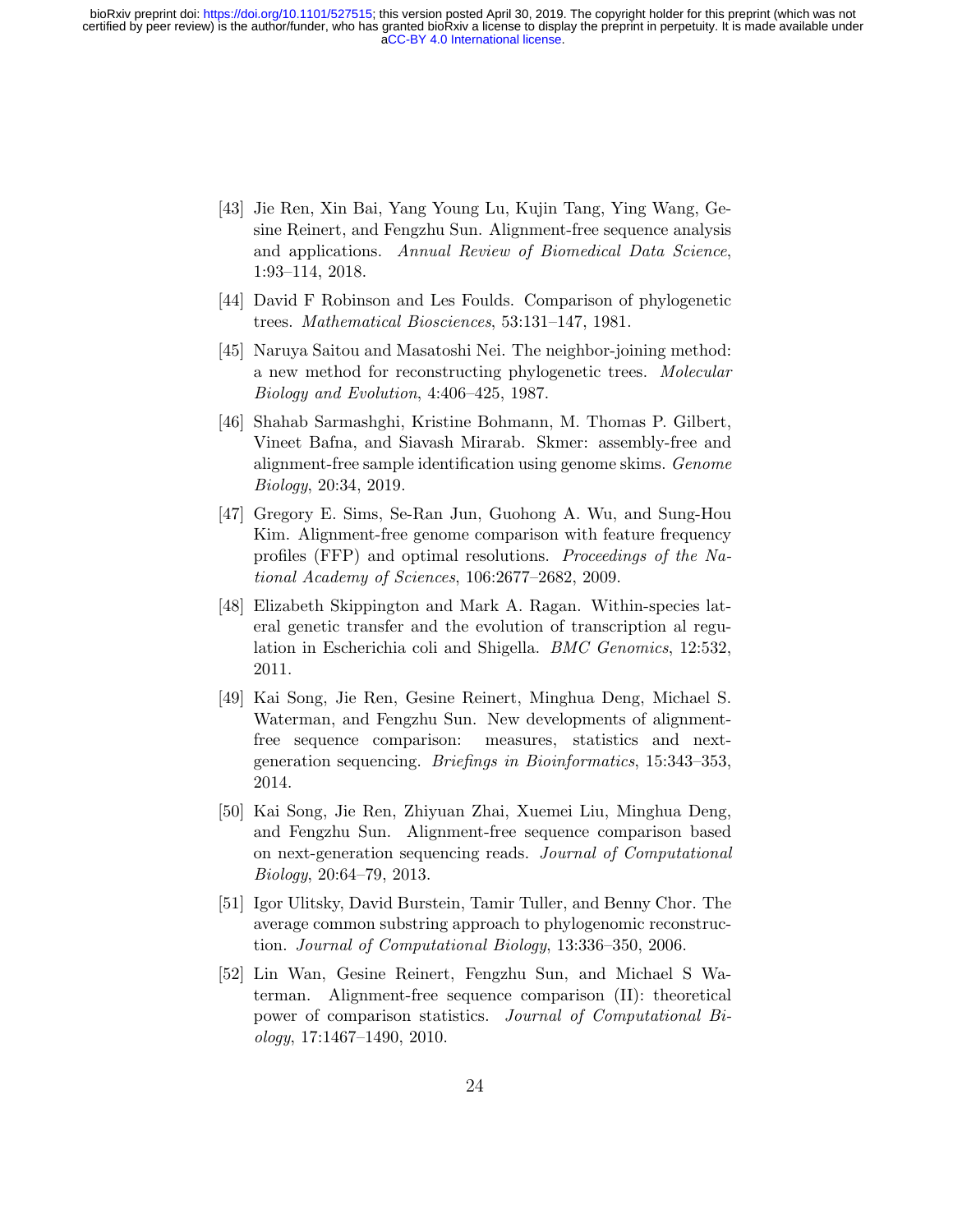[43] Jie Ren, Xin Bai, Yang Young Lu, Kujin Tang, Ying Wang, Gesine Reinert, and Fengzhu Sun. Alignment-free sequence analysis and applications. *Annual Review of Biomedical Data Science*, 1:93–114, 2018.

[44] David F Robinson and Les Foulds. Comparison of phylogenetic trees. *Mathematical Biosciences*, 53:131–147, 1981.

[45] Naruya Saitou and Masatoshi Nei. The neighbor-joining method: a new method for reconstructing phylogenetic trees. *Molecular Biology and Evolution*, 4:406–425, 1987.

[46] Shahab Sarmashghi, Kristine Bohmann, M. Thomas P. Gilbert, Vineet Bafna, and Siavash Mirarab. Skmer: assembly-free and alignment-free sample identification using genome skims. *Genome Biology*, 20:34, 2019.

[47] Gregory E. Sims, Se-Ran Jun, Guohong A. Wu, and Sung-Hou Kim. Alignment-free genome comparison with feature frequency profiles (FFP) and optimal resolutions. *Proceedings of the National Academy of Sciences*, 106:2677–2682, 2009.

[48] Elizabeth Skippington and Mark A. Ragan. Within-species lateral genetic transfer and the evolution of transcription al regulation in Escherichia coli and Shigella. *BMC Genomics*, 12:532, 2011.

[49] Kai Song, Jie Ren, Gesine Reinert, Minghua Deng, Michael S. Waterman, and Fengzhu Sun. New developments of alignment-free sequence comparison: measures, statistics and next-generation sequencing. *Briefings in Bioinformatics*, 15:343–353, 2014.

[50] Kai Song, Jie Ren, Zhiyuan Zhai, Xuemei Liu, Minghua Deng, and Fengzhu Sun. Alignment-free sequence comparison based on next-generation sequencing reads. *Journal of Computational Biology*, 20:64–79, 2013.

[51] Igor Ulitsky, David Burstein, Tamir Tuller, and Benny Chor. The average common substring approach to phylogenomic reconstruction. *Journal of Computational Biology*, 13:336–350, 2006.

[52] Lin Wan, Gesine Reinert, Fengzhu Sun, and Michael S Waterman. Alignment-free sequence comparison (II): theoretical power of comparison statistics. *Journal of Computational Biology*, 17:1467–1490, 2010.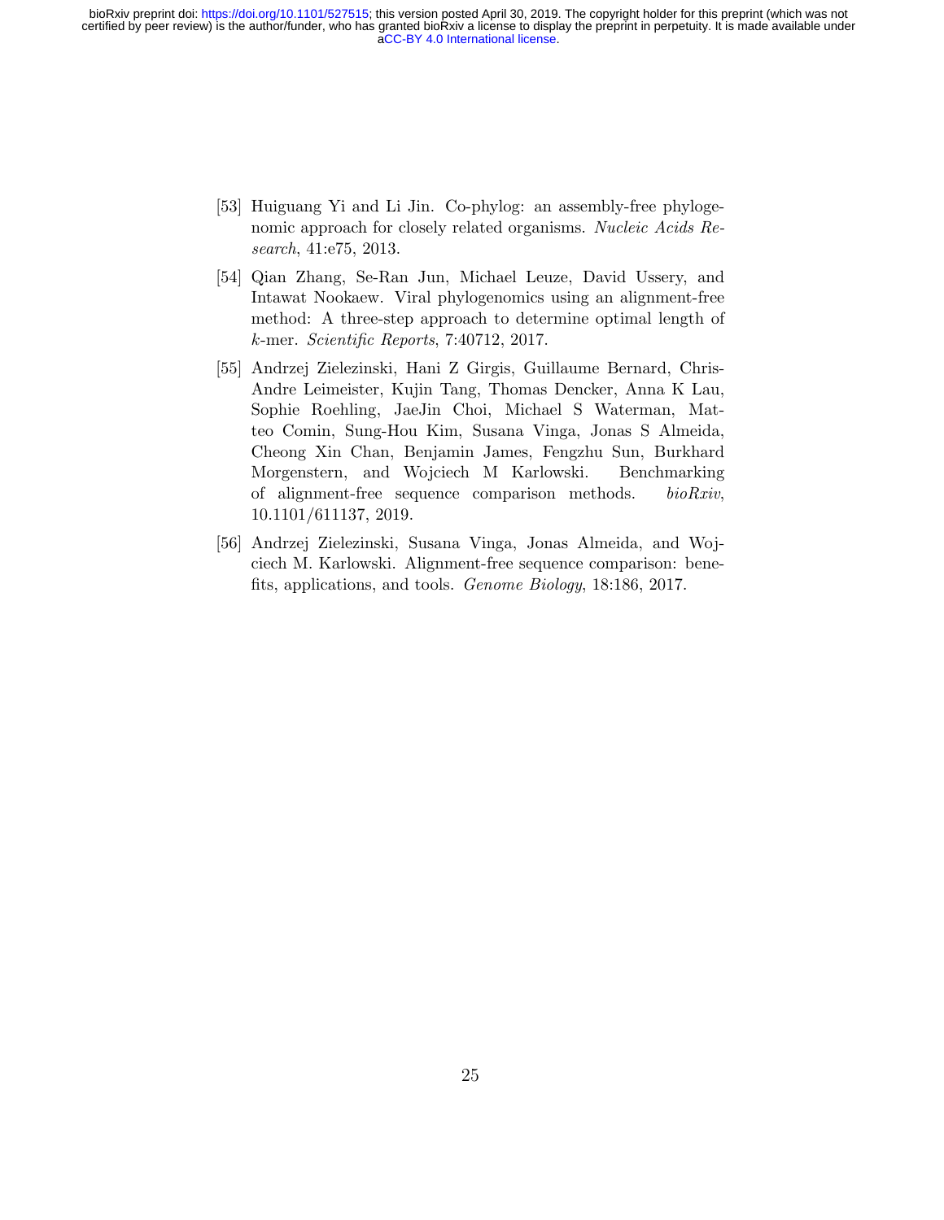[53] Huiguang Yi and Li Jin. Co-phylog: an assembly-free phylogenomic approach for closely related organisms. *Nucleic Acids Research*, 41:e75, 2013.

[54] Qian Zhang, Se-Ran Jun, Michael Leuze, David Ussery, and Intawat Nookaew. Viral phylogenomics using an alignment-free method: A three-step approach to determine optimal length of $k$-mer. *Scientific Reports*, 7:40712, 2017.

[55] Andrzej Zielezinski, Hani Z Girgis, Guillaume Bernard, Chris-Andre Leimeister, Kujin Tang, Thomas Dencker, Anna K Lau, Sophie Roehling, JaeJin Choi, Michael S Waterman, Matteo Comin, Sung-Hou Kim, Susana Vinga, Jonas S Almeida, Cheong Xin Chan, Benjamin James, Fengzhu Sun, Burkhard Morgenstern, and Wojciech M Karlowski. Benchmarking of alignment-free sequence comparison methods. *bioRxiv*, 10.1101/611137, 2019.

[56] Andrzej Zielezinski, Susana Vinga, Jonas Almeida, and Wojciech M. Karlowski. Alignment-free sequence comparison: benefits, applications, and tools. *Genome Biology*, 18:186, 2017.